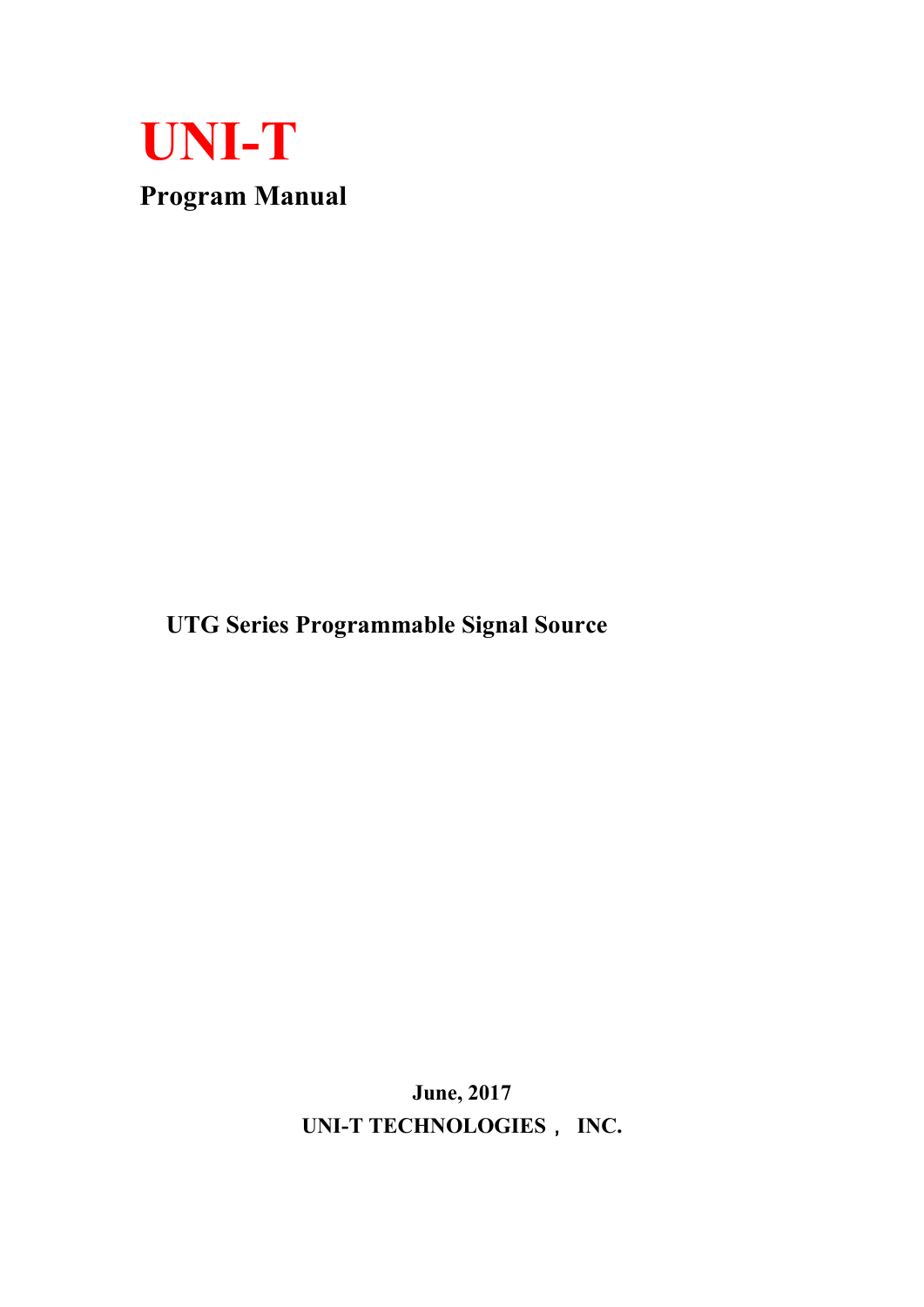# UNI-T

## Program Manual

**UTG Series Programmable Signal Source**

**June, 2017**

**UNI-T TECHNOLOGIES， INC.**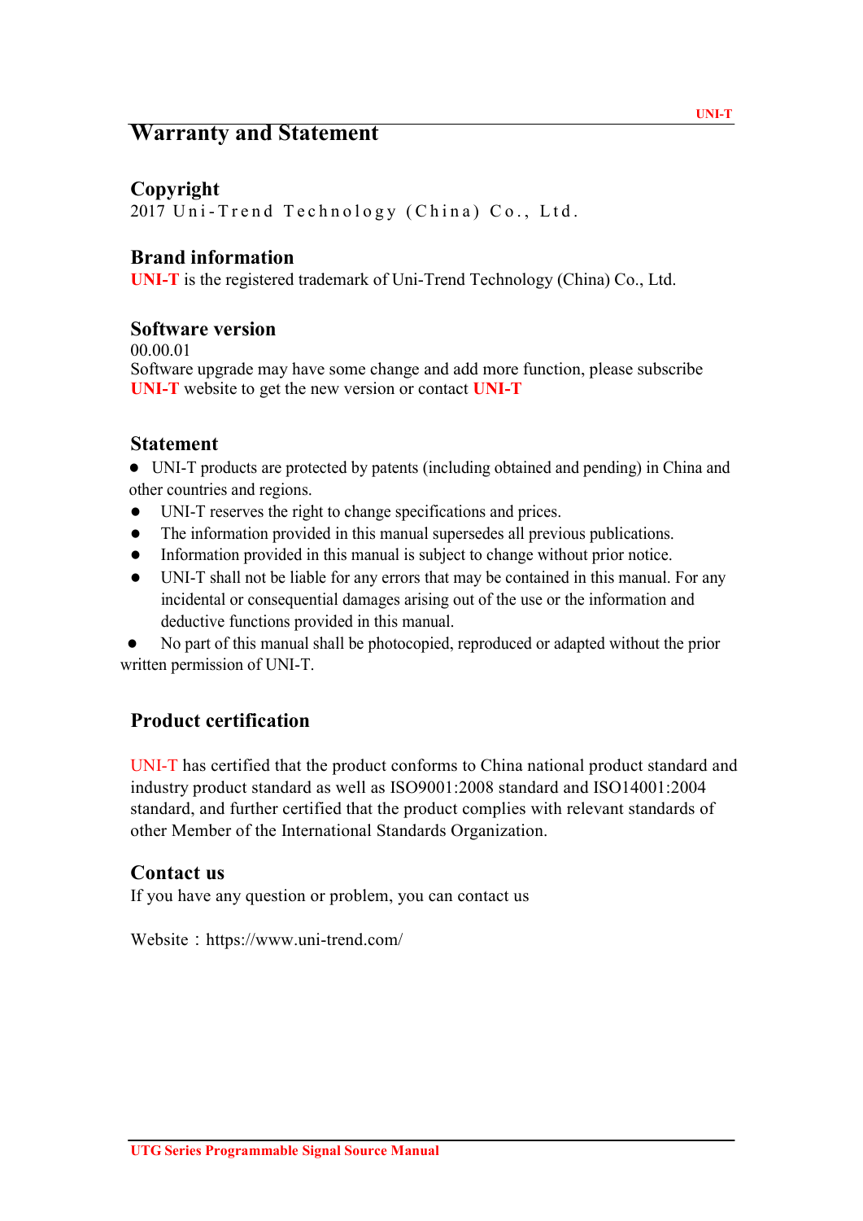# Warranty and Statement

## Copyright

2017 Uni-Trend Technology (China) Co., Ltd.

## Brand information

**UNI-T** is the registered trademark of Uni-Trend Technology (China) Co., Ltd.

## Software version

00.00.01

Software upgrade may have some change and add more function, please subscribe **UNI-T** website to get the new version or contact **UNI-T**

## Statement

- UNI-T products are protected by patents (including obtained and pending) in China and other countries and regions.
- UNI-T reserves the right to change specifications and prices.
- The information provided in this manual supersedes all previous publications.
- Information provided in this manual is subject to change without prior notice.
- UNI-T shall not be liable for any errors that may be contained in this manual. For any incidental or consequential damages arising out of the use or the information and deductive functions provided in this manual.
- No part of this manual shall be photocopied, reproduced or adapted without the prior written permission of UNI-T.

## Product certification

UNI-T has certified that the product conforms to China national product standard and industry product standard as well as ISO9001:2008 standard and ISO14001:2004 standard, and further certified that the product complies with relevant standards of other Member of the International Standards Organization.

## Contact us

If you have any question or problem, you can contact us

Website：https://www.uni-trend.com/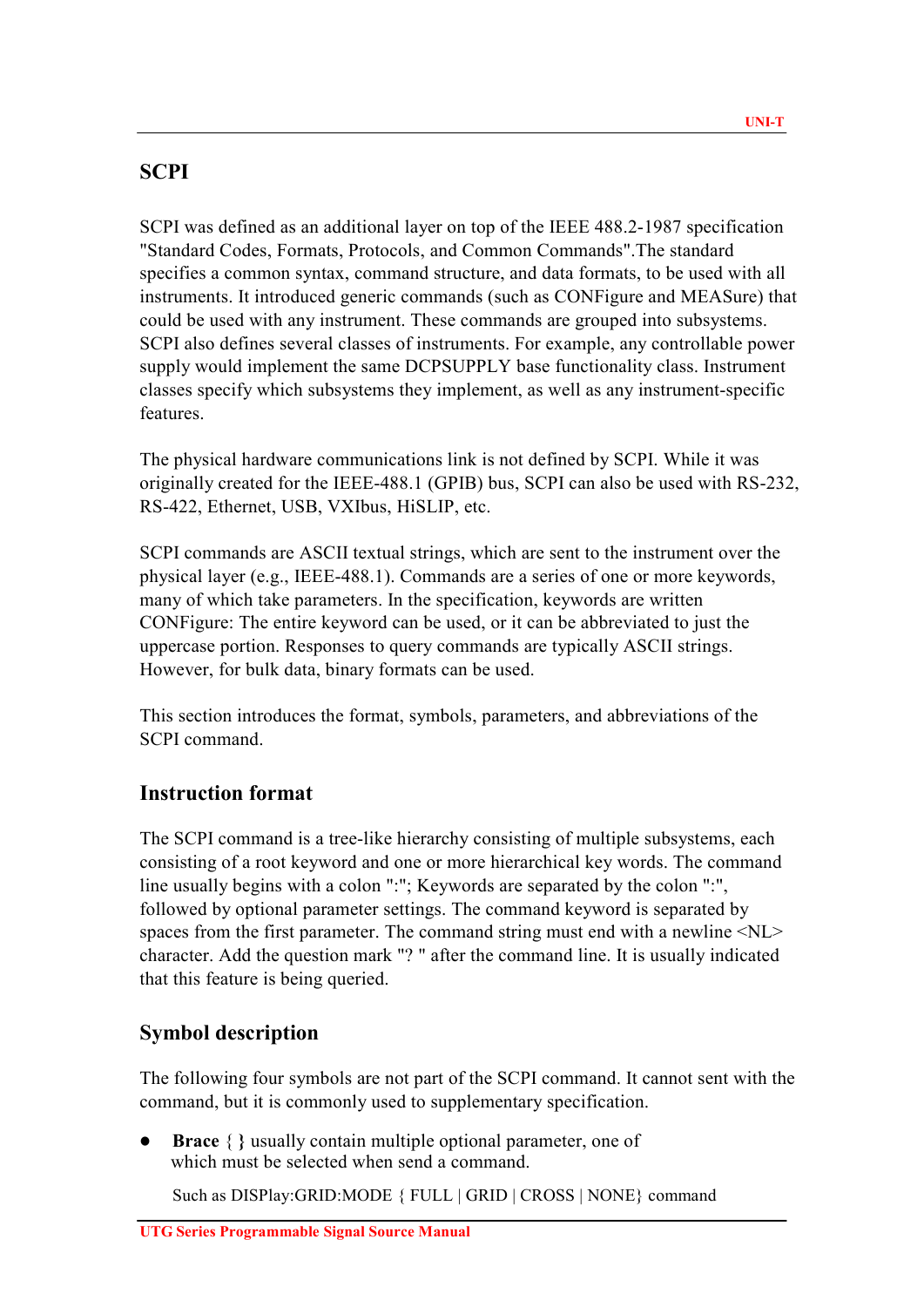## SCPI

SCPI was defined as an additional layer on top of the IEEE 488.2-1987 specification "Standard Codes, Formats, Protocols, and Common Commands".The standard specifies a common syntax, command structure, and data formats, to be used with all instruments. It introduced generic commands (such as CONFigure and MEASure) that could be used with any instrument. These commands are grouped into subsystems. SCPI also defines several classes of instruments. For example, any controllable power supply would implement the same DCPSUPPLY base functionality class. Instrument classes specify which subsystems they implement, as well as any instrument-specific features.

The physical hardware communications link is not defined by SCPI. While it was originally created for the IEEE-488.1 (GPIB) bus, SCPI can also be used with RS-232, RS-422, Ethernet, USB, VXIbus, HiSLIP, etc.

SCPI commands are ASCII textual strings, which are sent to the instrument over the physical layer (e.g., IEEE-488.1). Commands are a series of one or more keywords, many of which take parameters. In the specification, keywords are written CONFigure: The entire keyword can be used, or it can be abbreviated to just the uppercase portion. Responses to query commands are typically ASCII strings. However, for bulk data, binary formats can be used.

This section introduces the format, symbols, parameters, and abbreviations of the SCPI command.

### Instruction format

The SCPI command is a tree-like hierarchy consisting of multiple subsystems, each consisting of a root keyword and one or more hierarchical key words. The command line usually begins with a colon ":"; Keywords are separated by the colon ":", followed by optional parameter settings. The command keyword is separated by spaces from the first parameter. The command string must end with a newline <NL> character. Add the question mark "? " after the command line. It is usually indicated that this feature is being queried.

### Symbol description

The following four symbols are not part of the SCPI command. It cannot sent with the command, but it is commonly used to supplementary specification.

- **Brace** { } usually contain multiple optional parameter, one of which must be selected when send a command.

  Such as DISPlay:GRID:MODE { FULL | GRID | CROSS | NONE} command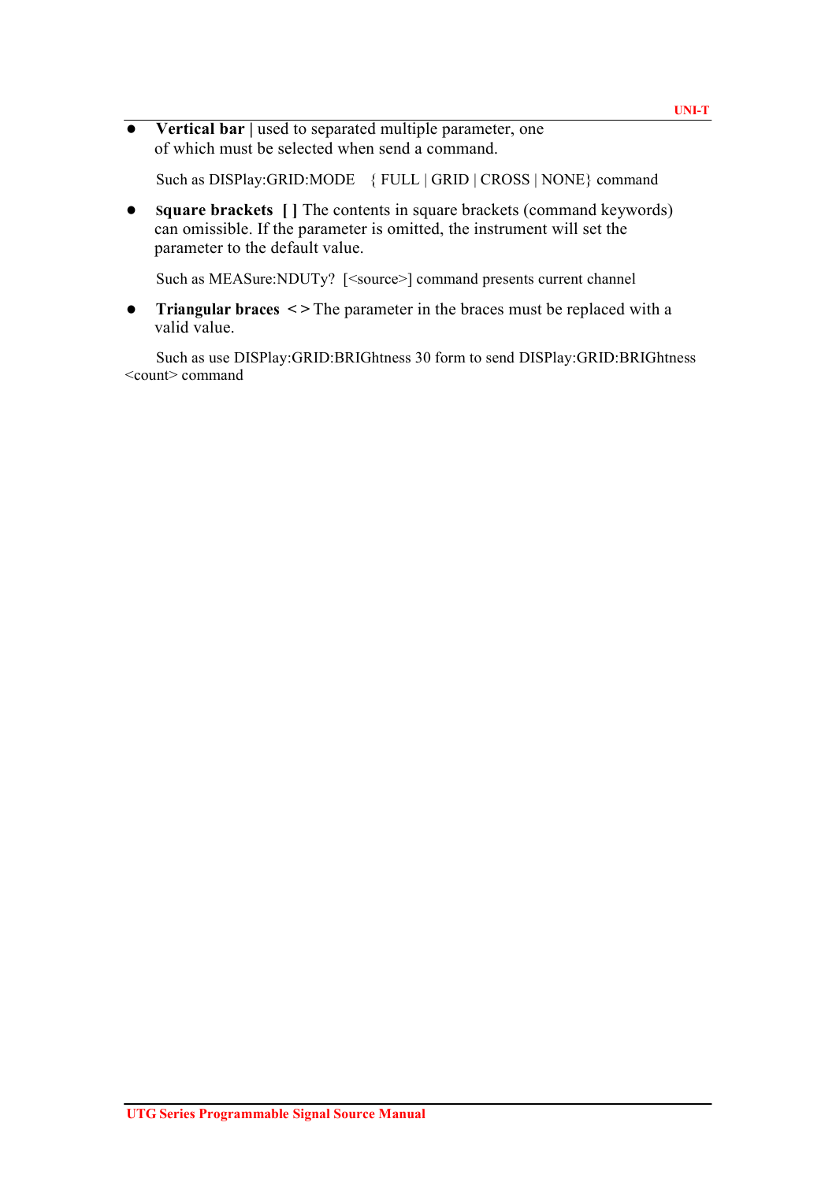- **Vertical bar |** used to separated multiple parameter, one of which must be selected when send a command.

  Such as DISPlay:GRID:MODE { FULL | GRID | CROSS | NONE} command

- **Square brackets [ ]** The contents in square brackets (command keywords) can omissible. If the parameter is omitted, the instrument will set the parameter to the default value.

  Such as MEASure:NDUTy? [<source>] command presents current channel

- **Triangular braces < >** The parameter in the braces must be replaced with a valid value.

  Such as use DISPlay:GRID:BRIGhtness 30 form to send DISPlay:GRID:BRIGhtness <count> command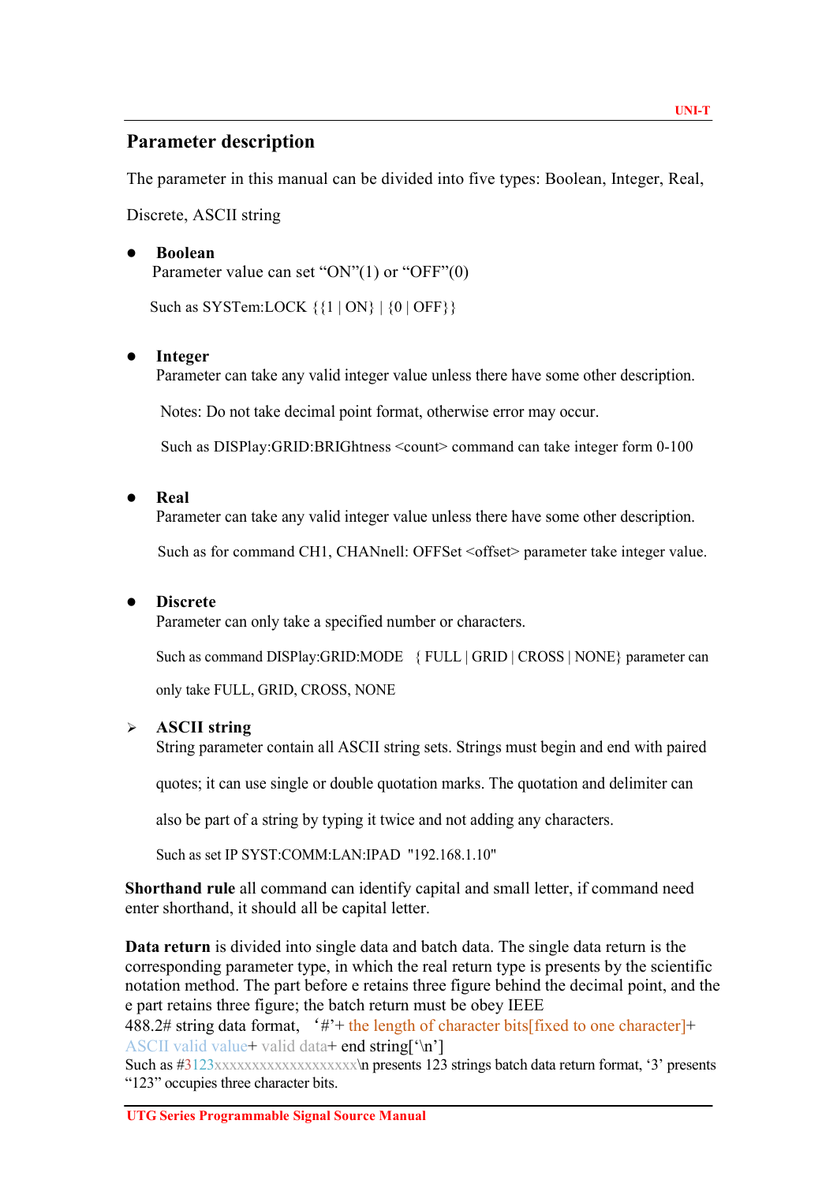## Parameter description

The parameter in this manual can be divided into five types: Boolean, Integer, Real, Discrete, ASCII string

- **Boolean**
  Parameter value can set "ON"(1) or "OFF"(0)

  Such as SYSTem:LOCK {{1 | ON} | {0 | OFF}}

- **Integer**
  Parameter can take any valid integer value unless there have some other description.

  Notes: Do not take decimal point format, otherwise error may occur.

  Such as DISPlay:GRID:BRIGhtness <count> command can take integer form 0-100

- **Real**
  Parameter can take any valid integer value unless there have some other description.

  Such as for command CH1, CHANnell: OFFSet <offset> parameter take integer value.

- **Discrete**
  Parameter can only take a specified number or characters.

  Such as command DISPlay:GRID:MODE { FULL | GRID | CROSS | NONE} parameter can only take FULL, GRID, CROSS, NONE

- **ASCII string**
  String parameter contain all ASCII string sets. Strings must begin and end with paired quotes; it can use single or double quotation marks. The quotation and delimiter can also be part of a string by typing it twice and not adding any characters.

  Such as set IP SYST:COMM:LAN:IPAD "192.168.1.10"

**Shorthand rule** all command can identify capital and small letter, if command need enter shorthand, it should all be capital letter.

**Data return** is divided into single data and batch data. The single data return is the corresponding parameter type, in which the real return type is presents by the scientific notation method. The part before e retains three figure behind the decimal point, and the e part retains three figure; the batch return must be obey IEEE 488.2# string data format, '#'+ the length of character bits[fixed to one character]+ ASCII valid value+ valid data+ end string['\n']
Such as #3123xxxxxxxxxxxxxxxxxxxx\n presents 123 strings batch data return format, '3' presents "123" occupies three character bits.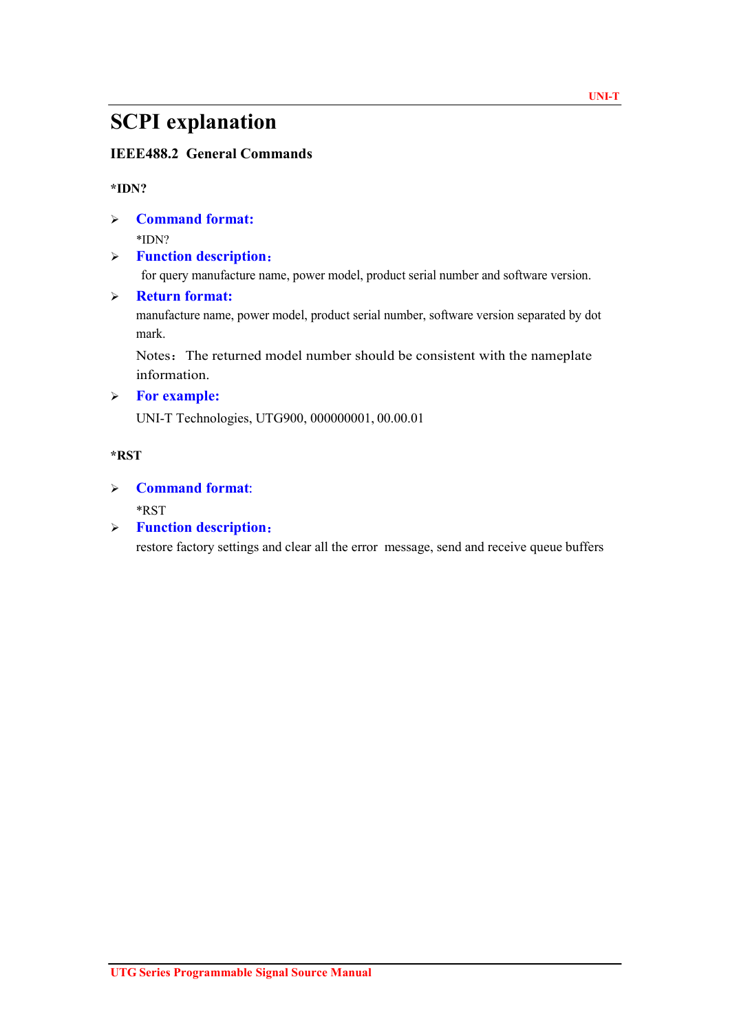# SCPI explanation

**IEEE488.2 General Commands**

**\*IDN?**

- **Command format:**

  *IDN?

- **Function description:**

  for query manufacture name, power model, product serial number and software version.

- **Return format:**

  manufacture name, power model, product serial number, software version separated by dot mark.

  Notes: The returned model number should be consistent with the nameplate information.

- **For example:**

  UNI-T Technologies, UTG900, 000000001, 00.00.01

**\*RST**

- **Command format:**

  *RST

- **Function description:**

  restore factory settings and clear all the error message, send and receive queue buffers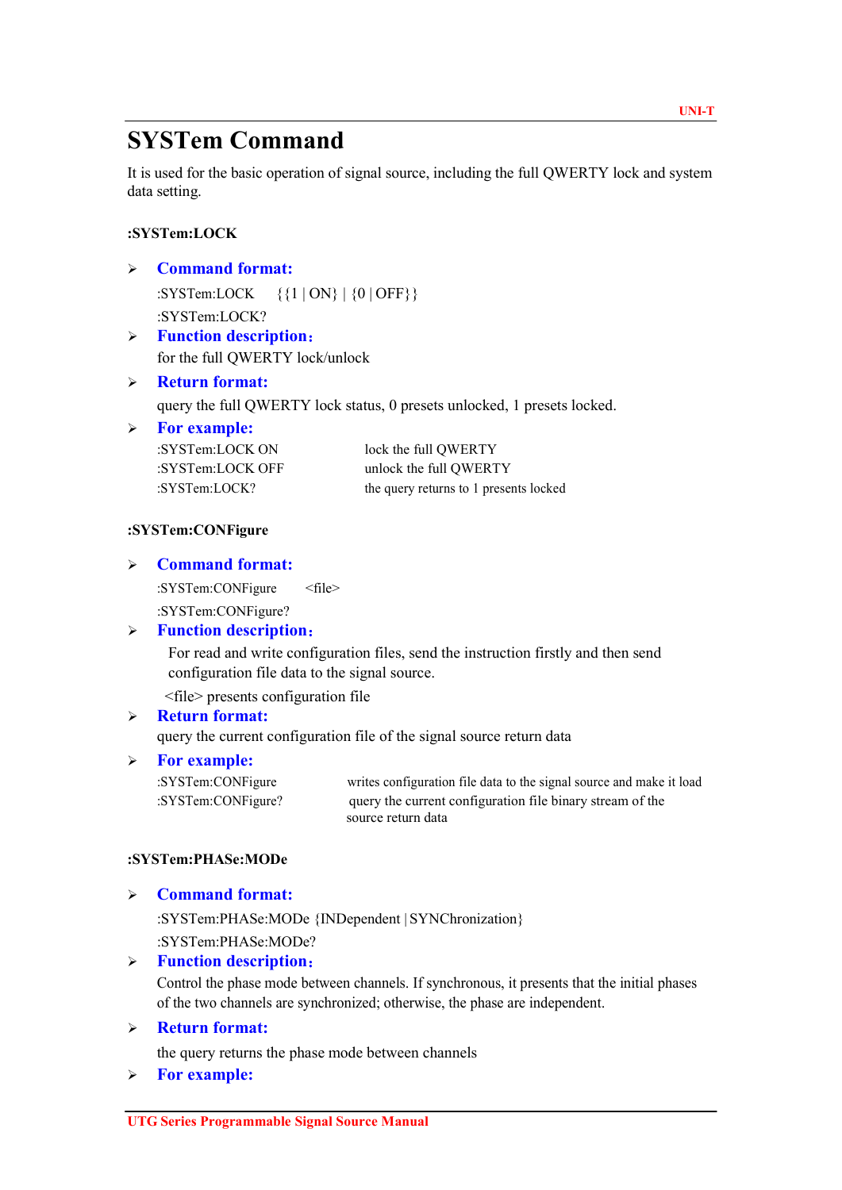# SYSTem Command

It is used for the basic operation of signal source, including the full QWERTY lock and system data setting.

**:SYSTem:LOCK**

- **Command format:**

  :SYSTem:LOCK {{1 | ON} | {0 | OFF}}

  :SYSTem:LOCK?

- **Function description:**

  for the full QWERTY lock/unlock

- **Return format:**

  query the full QWERTY lock status, 0 presets unlocked, 1 presets locked.

- **For example:**

| | |
|---|---|
| :SYSTem:LOCK ON | lock the full QWERTY |
| :SYSTem:LOCK OFF | unlock the full QWERTY |
| :SYSTem:LOCK? | the query returns to 1 presents locked |

**:SYSTem:CONFigure**

- **Command format:**

  :SYSTem:CONFigure <file>

  :SYSTem:CONFigure?

- **Function description:**

  For read and write configuration files, send the instruction firstly and then send configuration file data to the signal source.

  <file> presents configuration file

- **Return format:**

  query the current configuration file of the signal source return data

- **For example:**

| | |
|---|---|
| :SYSTem:CONFigure | writes configuration file data to the signal source and make it load |
| :SYSTem:CONFigure? | query the current configuration file binary stream of the source return data |

**:SYSTem:PHASe:MODe**

- **Command format:**

  :SYSTem:PHASe:MODe {INDependent | SYNChronization}

  :SYSTem:PHASe:MODe?

- **Function description:**

  Control the phase mode between channels. If synchronous, it presents that the initial phases of the two channels are synchronized; otherwise, the phase are independent.

- **Return format:**

  the query returns the phase mode between channels

- **For example:**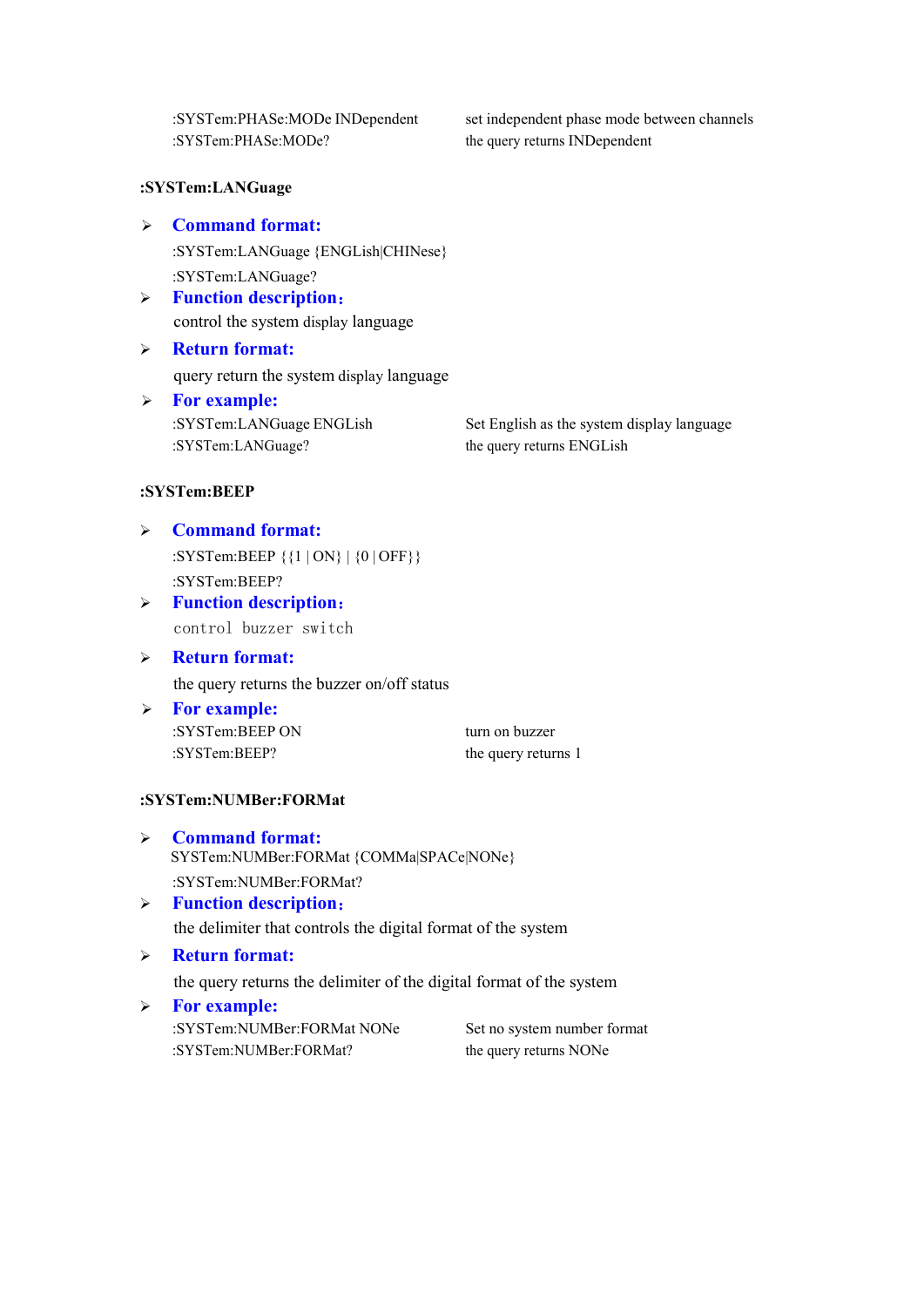| | |
|---|---|
| :SYSTem:PHASe:MODe INDependent | set independent phase mode between channels |
| :SYSTem:PHASe:MODe? | the query returns INDependent |

**:SYSTem:LANGuage**

- **Command format:**

  :SYSTem:LANGuage {ENGLish|CHINese}

  :SYSTem:LANGuage?
- **Function description:**

  control the system display language
- **Return format:**

  query return the system display language
- **For example:**

| | |
|---|---|
| :SYSTem:LANGuage ENGLish | Set English as the system display language |
| :SYSTem:LANGuage? | the query returns ENGLish |

**:SYSTem:BEEP**

- **Command format:**

  :SYSTem:BEEP {{1 | ON} | {0 | OFF}}

  :SYSTem:BEEP?
- **Function description:**

  control buzzer switch
- **Return format:**

  the query returns the buzzer on/off status
- **For example:**

| | |
|---|---|
| :SYSTem:BEEP ON | turn on buzzer |
| :SYSTem:BEEP? | the query returns 1 |

**:SYSTem:NUMBer:FORMat**

- **Command format:**

  SYSTem:NUMBer:FORMat {COMMa|SPACe|NONe}

  :SYSTem:NUMBer:FORMat?
- **Function description:**

  the delimiter that controls the digital format of the system
- **Return format:**

  the query returns the delimiter of the digital format of the system
- **For example:**

| | |
|---|---|
| :SYSTem:NUMBer:FORMat NONe | Set no system number format |
| :SYSTem:NUMBer:FORMat? | the query returns NONe |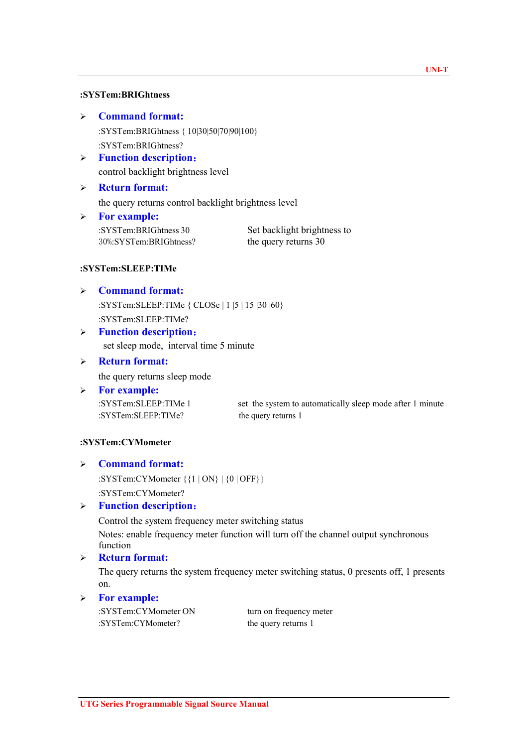**:SYSTem:BRIGhtness**

- **Command format:**
  :SYSTem:BRIGhtness { 10|30|50|70|90|100}
  :SYSTem:BRIGhtness?
- **Function description:**
  control backlight brightness level
- **Return format:**
  the query returns control backlight brightness level
- **For example:**

| | |
|---|---|
| :SYSTem:BRIGhtness 30 | Set backlight brightness to |
| 30%:SYSTem:BRIGhtness? | the query returns 30 |

**:SYSTem:SLEEP:TIMe**

- **Command format:**
  :SYSTem:SLEEP:TIMe { CLOSe | 1 |5 | 15 |30 |60}
  :SYSTem:SLEEP:TIMe?
- **Function description:**
  set sleep mode, interval time 5 minute
- **Return format:**
  the query returns sleep mode
- **For example:**

| | |
|---|---|
| :SYSTem:SLEEP:TIMe 1 | set the system to automatically sleep mode after 1 minute |
| :SYSTem:SLEEP:TIMe? | the query returns 1 |

**:SYSTem:CYMometer**

- **Command format:**
  :SYSTem:CYMometer {{1 | ON} | {0 | OFF}}
  :SYSTem:CYMometer?
- **Function description:**
  Control the system frequency meter switching status
  Notes: enable frequency meter function will turn off the channel output synchronous function
- **Return format:**
  The query returns the system frequency meter switching status, 0 presents off, 1 presents on.
- **For example:**

| | |
|---|---|
| :SYSTem:CYMometer ON | turn on frequency meter |
| :SYSTem:CYMometer? | the query returns 1 |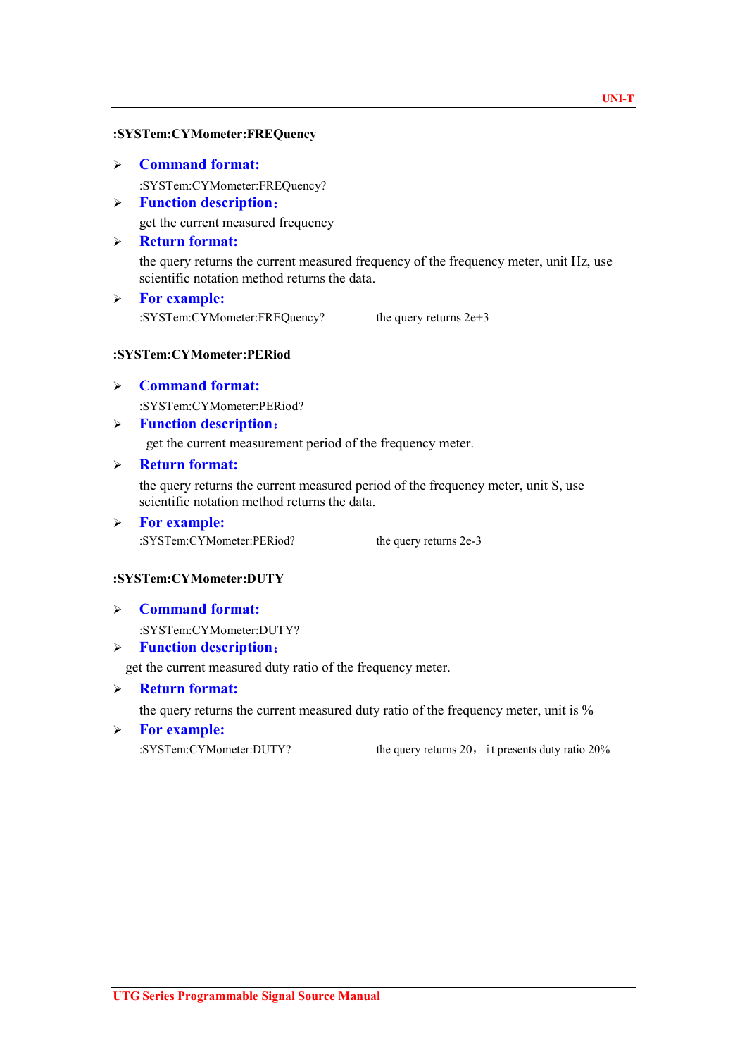### :SYSTem:CYMometer:FREQuency

- **Command format:**

  :SYSTem:CYMometer:FREQuency?

- **Function description：**

  get the current measured frequency

- **Return format:**

  the query returns the current measured frequency of the frequency meter, unit Hz, use scientific notation method returns the data.

- **For example:**

  :SYSTem:CYMometer:FREQuency?　　　　the query returns 2e+3

### :SYSTem:CYMometer:PERiod

- **Command format:**

  :SYSTem:CYMometer:PERiod?

- **Function description：**

  get the current measurement period of the frequency meter.

- **Return format:**

  the query returns the current measured period of the frequency meter, unit S, use scientific notation method returns the data.

- **For example:**

  :SYSTem:CYMometer:PERiod?　　　　the query returns 2e-3

### :SYSTem:CYMometer:DUTY

- **Command format:**

  :SYSTem:CYMometer:DUTY?

- **Function description：**

  get the current measured duty ratio of the frequency meter.

- **Return format:**

  the query returns the current measured duty ratio of the frequency meter, unit is %

- **For example:**

  :SYSTem:CYMometer:DUTY?　　　　the query returns 20，it presents duty ratio 20%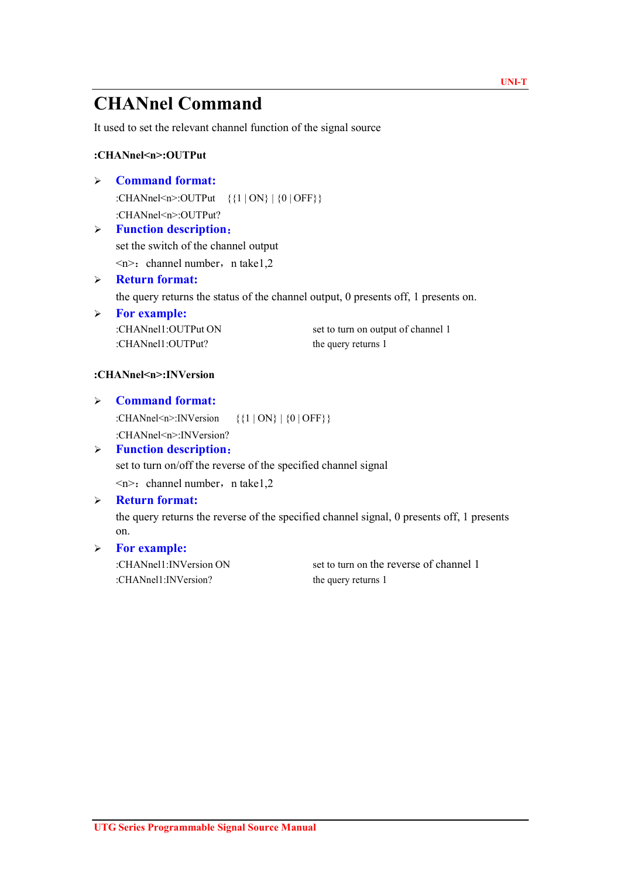# CHANnel Command

It used to set the relevant channel function of the signal source

### :CHANnel<n>:OUTPut

- **Command format:**

  :CHANnel<n>:OUTPut {{1 | ON} | {0 | OFF}}

  :CHANnel<n>:OUTPut?

- **Function description:**

  set the switch of the channel output

  <n>： channel number， n take1,2

- **Return format:**

  the query returns the status of the channel output, 0 presents off, 1 presents on.

- **For example:**

  | | |
  |---|---|
  | :CHANnel1:OUTPut ON | set to turn on output of channel 1 |
  | :CHANnel1:OUTPut? | the query returns 1 |

### :CHANnel<n>:INVersion

- **Command format:**

  :CHANnel<n>:INVersion {{1 | ON} | {0 | OFF}}

  :CHANnel<n>:INVersion?

- **Function description:**

  set to turn on/off the reverse of the specified channel signal

  <n>： channel number， n take1,2

- **Return format:**

  the query returns the reverse of the specified channel signal, 0 presents off, 1 presents on.

- **For example:**

  | | |
  |---|---|
  | :CHANnel1:INVersion ON | set to turn on the reverse of channel 1 |
  | :CHANnel1:INVersion? | the query returns 1 |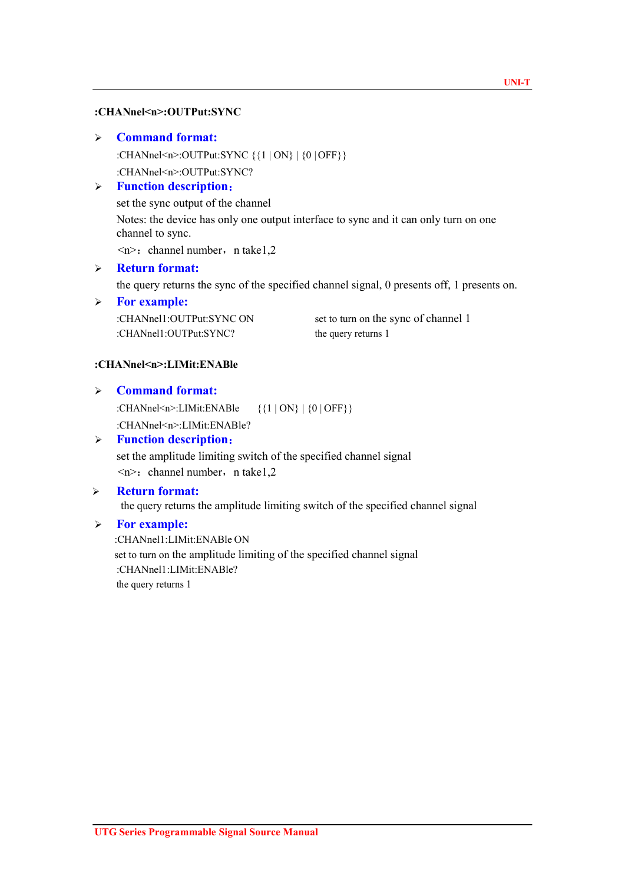### :CHANnel<n>:OUTPut:SYNC

- **Command format:**

  :CHANnel<n>:OUTPut:SYNC {{1 | ON} | {0 | OFF}}

  :CHANnel<n>:OUTPut:SYNC?

- **Function description:**

  set the sync output of the channel

  Notes: the device has only one output interface to sync and it can only turn on one channel to sync.

  <n>: channel number, n take1,2

- **Return format:**

  the query returns the sync of the specified channel signal, 0 presents off, 1 presents on.

- **For example:**

  :CHANnel1:OUTPut:SYNC ON    set to turn on the sync of channel 1

  :CHANnel1:OUTPut:SYNC?    the query returns 1

### :CHANnel<n>:LIMit:ENABle

- **Command format:**

  :CHANnel<n>:LIMit:ENABle {{1 | ON} | {0 | OFF}}

  :CHANnel<n>:LIMit:ENABle?

- **Function description:**

  set the amplitude limiting switch of the specified channel signal

  <n>: channel number, n take1,2

- **Return format:**

  the query returns the amplitude limiting switch of the specified channel signal

- **For example:**

  :CHANnel1:LIMit:ENABle ON

  set to turn on the amplitude limiting of the specified channel signal

  :CHANnel1:LIMit:ENABle?

  the query returns 1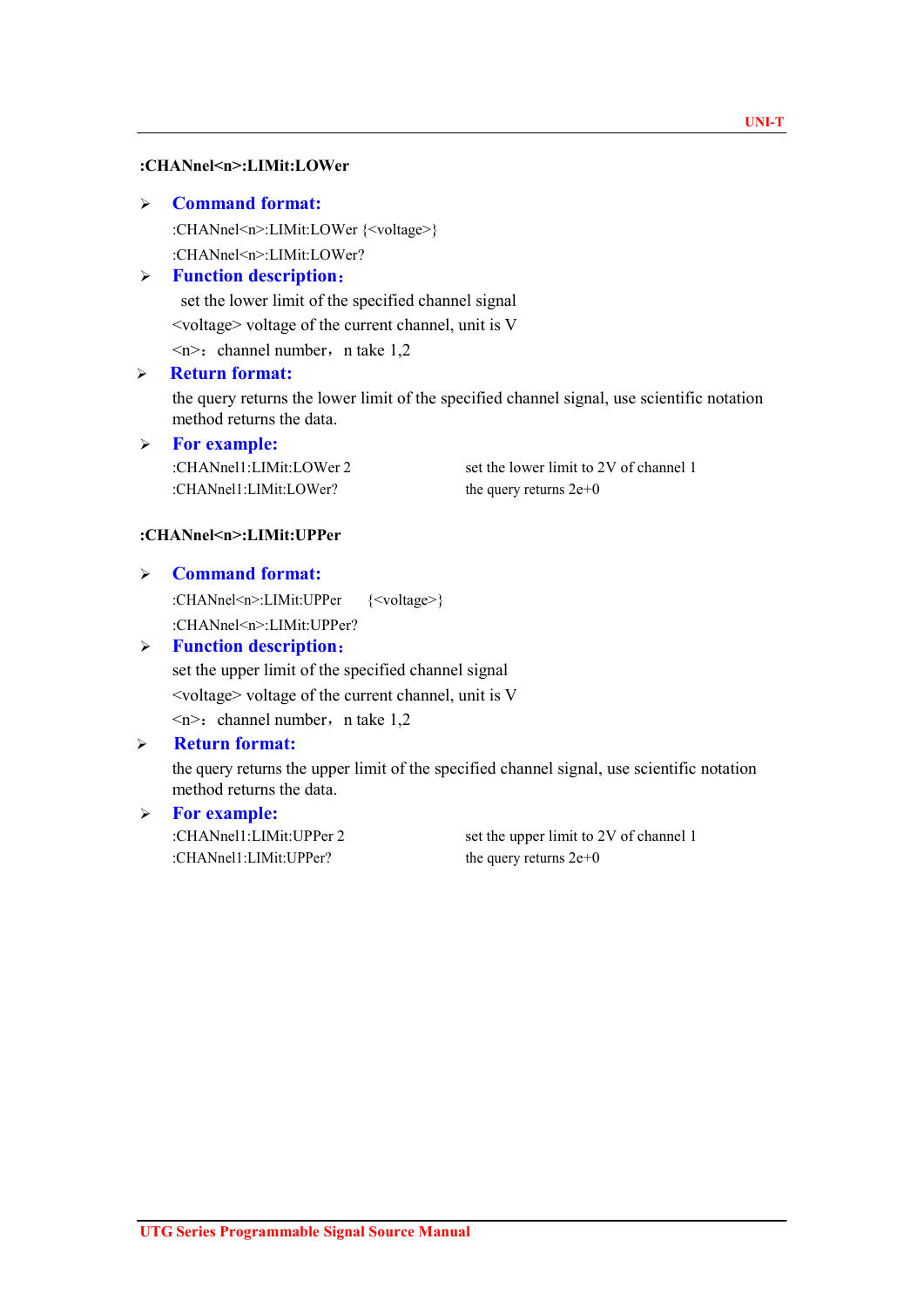### :CHANNel<n>:LIMit:LOWer

- **Command format:**

  :CHANNel<n>:LIMit:LOWer {<voltage>}

  :CHANNel<n>:LIMit:LOWer?

- **Function description：**

  set the lower limit of the specified channel signal

  <voltage> voltage of the current channel, unit is V

  <n>： channel number， n take 1,2

- **Return format:**

  the query returns the lower limit of the specified channel signal, use scientific notation method returns the data.

- **For example:**

  | | |
  |---|---|
  | :CHANnel1:LIMit:LOWer 2 | set the lower limit to 2V of channel 1 |
  | :CHANnel1:LIMit:LOWer? | the query returns 2e+0 |

### :CHANNel<n>:LIMit:UPPer

- **Command format:**

  :CHANNel<n>:LIMit:UPPer {<voltage>}

  :CHANNel<n>:LIMit:UPPer?

- **Function description：**

  set the upper limit of the specified channel signal

  <voltage> voltage of the current channel, unit is V

  <n>： channel number， n take 1,2

- **Return format:**

  the query returns the upper limit of the specified channel signal, use scientific notation method returns the data.

- **For example:**

  | | |
  |---|---|
  | :CHANnel1:LIMit:UPPer 2 | set the upper limit to 2V of channel 1 |
  | :CHANnel1:LIMit:UPPer? | the query returns 2e+0 |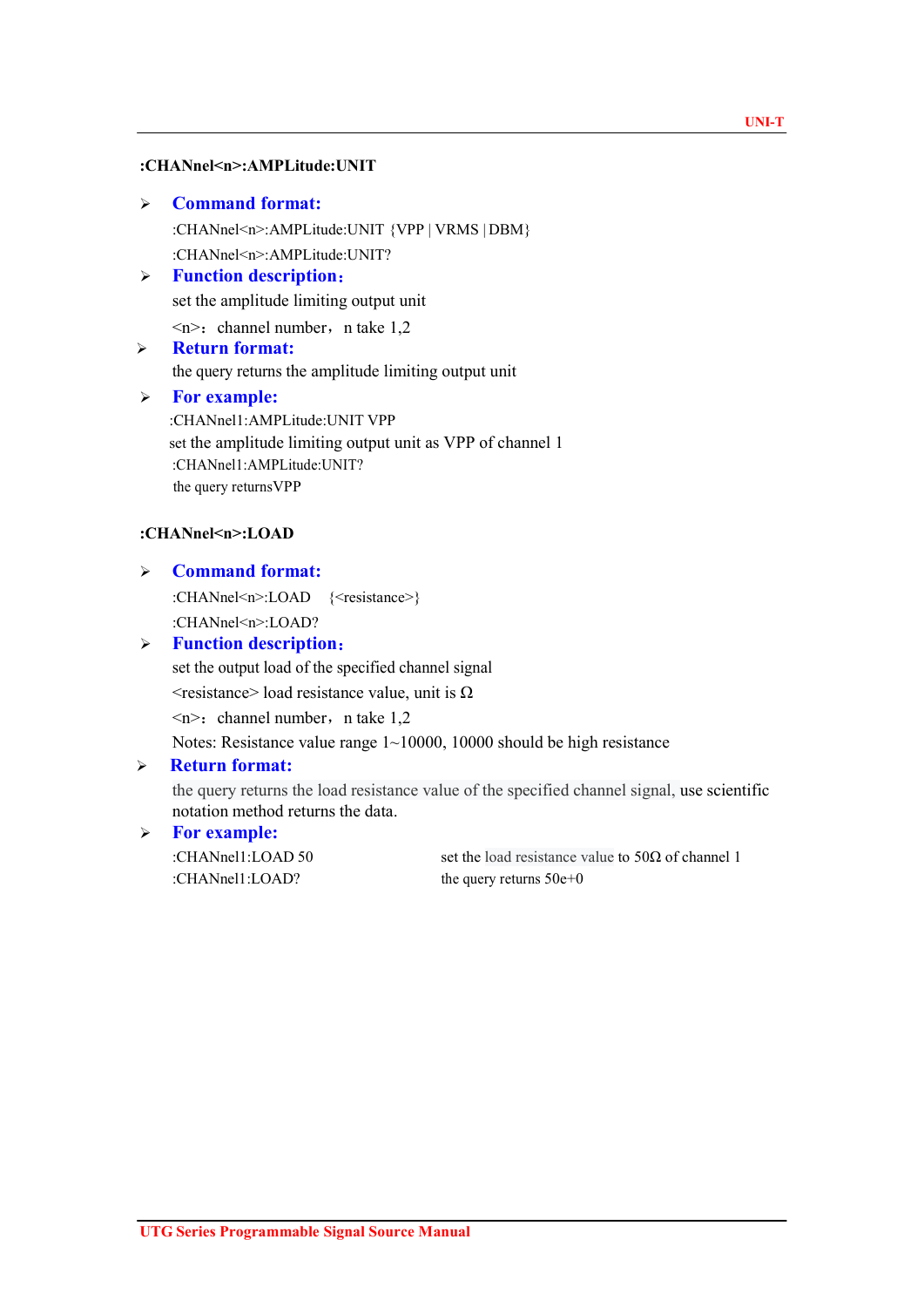### :CHANnel<n>:AMPLitude:UNIT

- **Command format:**

  :CHANnel<n>:AMPLitude:UNIT {VPP | VRMS | DBM}

  :CHANnel<n>:AMPLitude:UNIT?

- **Function description:**

  set the amplitude limiting output unit

  <n>： channel number， n take 1,2

- **Return format:**

  the query returns the amplitude limiting output unit

- **For example:**

  :CHANnel1:AMPLitude:UNIT VPP

  set the amplitude limiting output unit as VPP of channel 1

  :CHANnel1:AMPLitude:UNIT?

  the query returnsVPP

### :CHANnel<n>:LOAD

- **Command format:**

  :CHANnel<n>:LOAD {<resistance>}

  :CHANnel<n>:LOAD?

- **Function description:**

  set the output load of the specified channel signal

  <resistance> load resistance value, unit is Ω

  <n>： channel number， n take 1,2

  Notes: Resistance value range 1~10000, 10000 should be high resistance

- **Return format:**

  the query returns the load resistance value of the specified channel signal, use scientific notation method returns the data.

- **For example:**

  :CHANnel1:LOAD 50 set the load resistance value to 50Ω of channel 1

  :CHANnel1:LOAD? the query returns 50e+0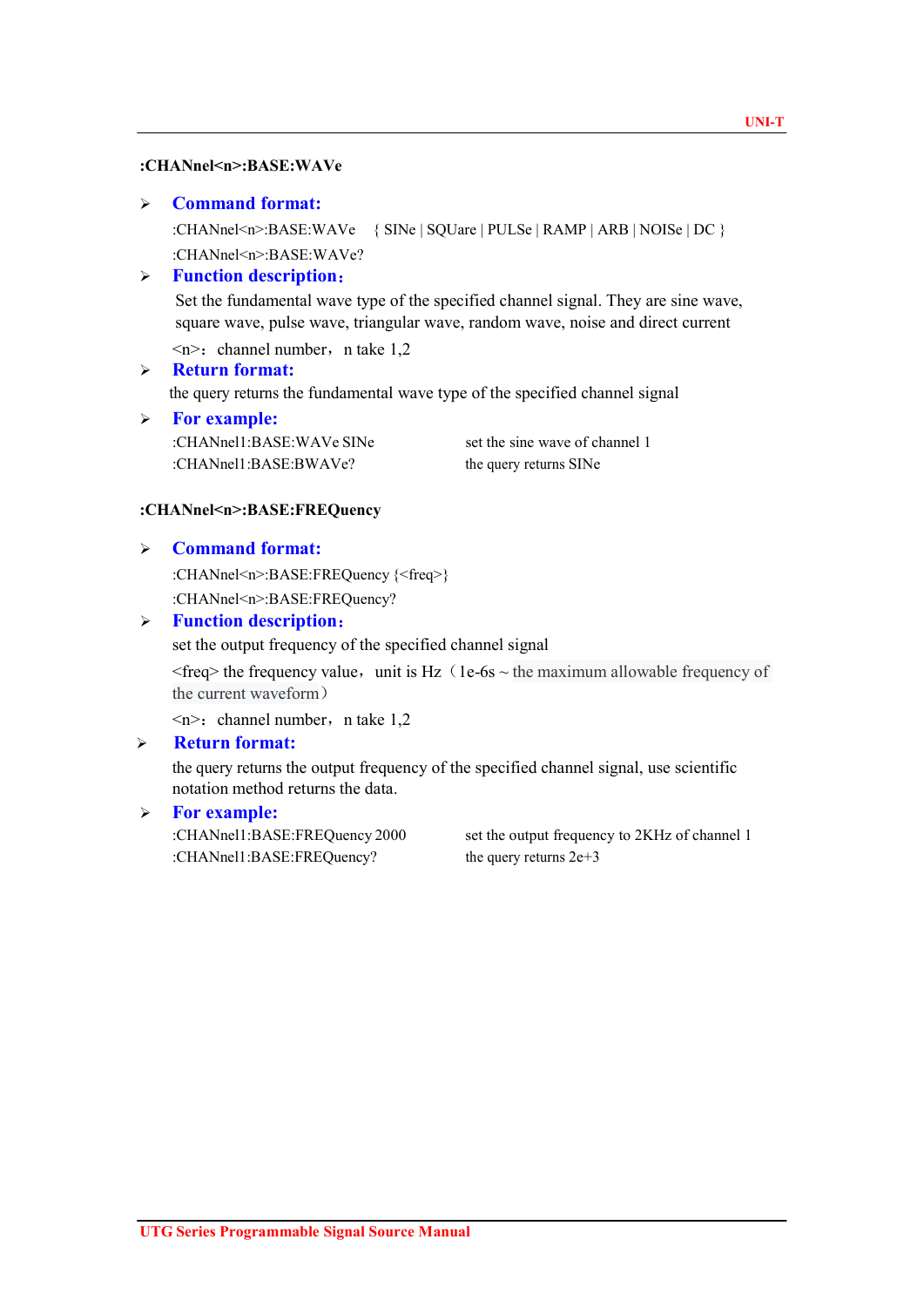**:CHANNel<n>:BASE:WAVe**

- **Command format:**

  :CHANnel<n>:BASE:WAVe { SINe | SQUare | PULSe | RAMP | ARB | NOISe | DC }

  :CHANnel<n>:BASE:WAVe?

- **Function description:**

  Set the fundamental wave type of the specified channel signal. They are sine wave, square wave, pulse wave, triangular wave, random wave, noise and direct current

  <n>： channel number， n take 1,2

- **Return format:**

  the query returns the fundamental wave type of the specified channel signal

- **For example:**

| | |
|---|---|
| :CHANnel1:BASE:WAVe SINe | set the sine wave of channel 1 |
| :CHANnel1:BASE:BWAVe? | the query returns SINe |

**:CHANnel<n>:BASE:FREQuency**

- **Command format:**

  :CHANnel<n>:BASE:FREQuency {<freq>}

  :CHANnel<n>:BASE:FREQuency?

- **Function description:**

  set the output frequency of the specified channel signal

  <freq> the frequency value， unit is Hz（1e-6s ~ the maximum allowable frequency of the current waveform）

  <n>： channel number， n take 1,2

- **Return format:**

  the query returns the output frequency of the specified channel signal, use scientific notation method returns the data.

- **For example:**

| | |
|---|---|
| :CHANnel1:BASE:FREQuency 2000 | set the output frequency to 2KHz of channel 1 |
| :CHANnel1:BASE:FREQuency? | the query returns 2e+3 |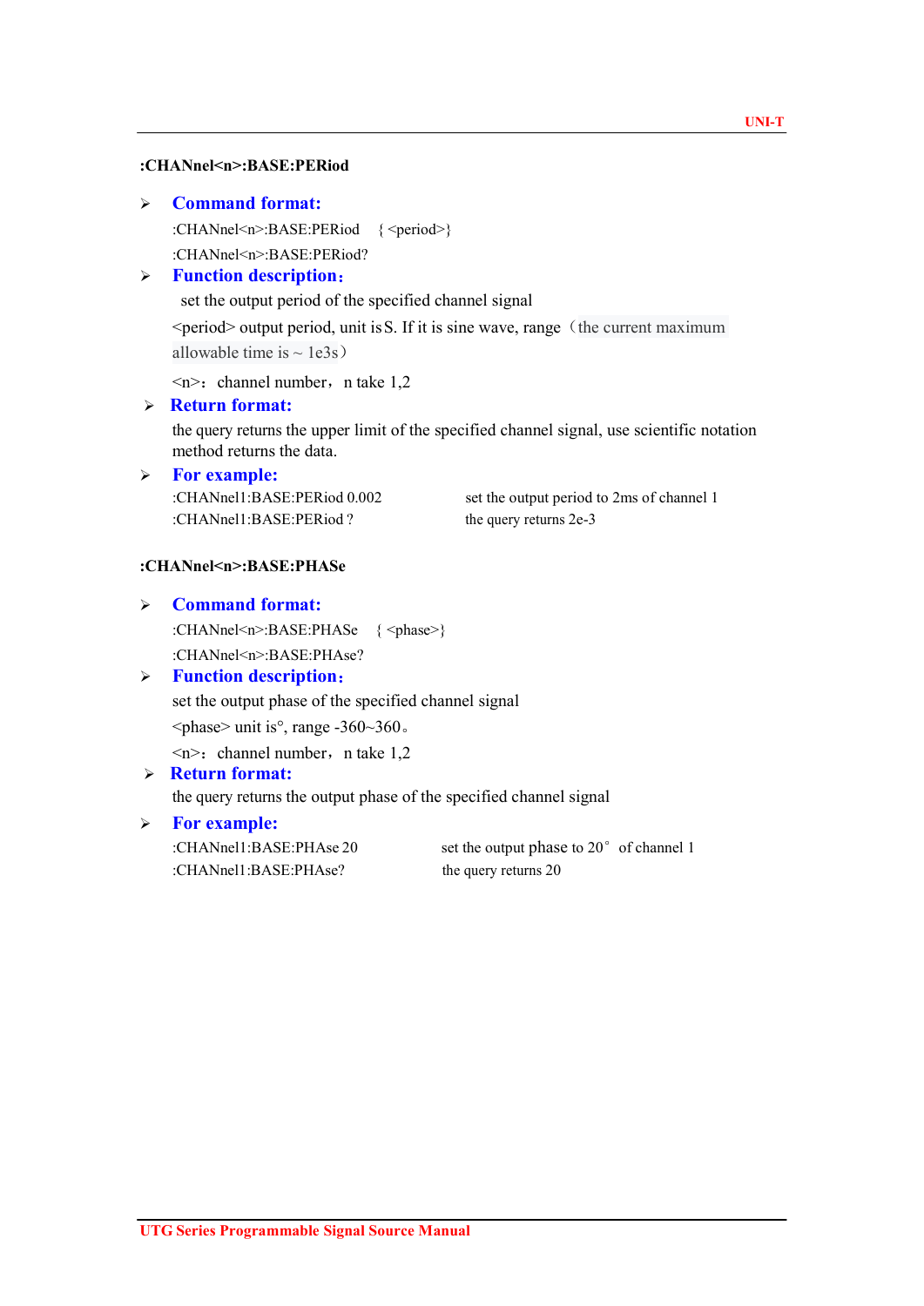### :CHANnel<n>:BASE:PERiod

- **Command format:**

  :CHANnel<n>:BASE:PERiod { <period>}

  :CHANnel<n>:BASE:PERiod?

- **Function description:**

  set the output period of the specified channel signal

  <period> output period, unit is S. If it is sine wave, range（the current maximum allowable time is ~ 1e3s）

  <n>: channel number, n take 1,2

- **Return format:**

  the query returns the upper limit of the specified channel signal, use scientific notation method returns the data.

- **For example:**

| | |
|---|---|
| :CHANnel1:BASE:PERiod 0.002 | set the output period to 2ms of channel 1 |
| :CHANnel1:BASE:PERiod ? | the query returns 2e-3 |

### :CHANnel<n>:BASE:PHASe

- **Command format:**

  :CHANnel<n>:BASE:PHASe { <phase>}

  :CHANnel<n>:BASE:PHAse?

- **Function description:**

  set the output phase of the specified channel signal

  <phase> unit is°, range -360~360。

  <n>: channel number, n take 1,2

- **Return format:**

  the query returns the output phase of the specified channel signal

- **For example:**

| | |
|---|---|
| :CHANnel1:BASE:PHAse 20 | set the output phase to 20° of channel 1 |
| :CHANnel1:BASE:PHAse? | the query returns 20 |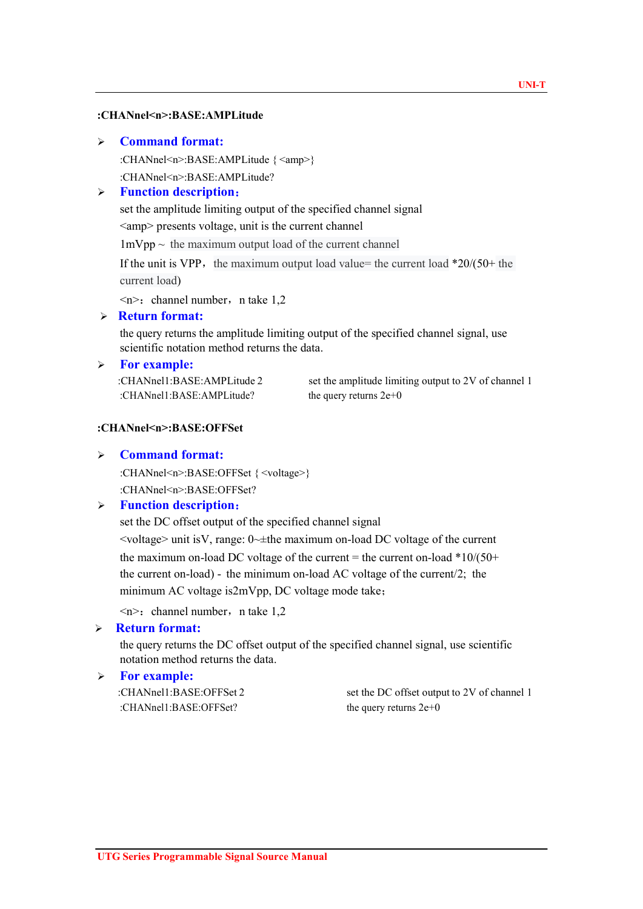### :CHANnel<n>:BASE:AMPLitude

- **Command format:**

  :CHANnel<n>:BASE:AMPLitude { <amp>}

  :CHANnel<n>:BASE:AMPLitude?

- **Function description:**

  set the amplitude limiting output of the specified channel signal

  <amp> presents voltage, unit is the current channel

  1mVpp ~ the maximum output load of the current channel

  If the unit is VPP，the maximum output load value= the current load *20/(50+ the current load)

  <n>：channel number，n take 1,2

- **Return format:**

  the query returns the amplitude limiting output of the specified channel signal, use scientific notation method returns the data.

- **For example:**

| | |
|---|---|
| :CHANnel1:BASE:AMPLitude 2 | set the amplitude limiting output to 2V of channel 1 |
| :CHANnel1:BASE:AMPLitude? | the query returns 2e+0 |

### :CHANnel<n>:BASE:OFFSet

- **Command format:**

  :CHANnel<n>:BASE:OFFSet { <voltage>}

  :CHANnel<n>:BASE:OFFSet?

- **Function description:**

  set the DC offset output of the specified channel signal

  <voltage> unit isV, range: 0~±the maximum on-load DC voltage of the current

  the maximum on-load DC voltage of the current = the current on-load *10/(50+ the current on-load) - the minimum on-load AC voltage of the current/2; the minimum AC voltage is2mVpp, DC voltage mode take；

  <n>：channel number，n take 1,2

- **Return format:**

  the query returns the DC offset output of the specified channel signal, use scientific notation method returns the data.

- **For example:**

| | |
|---|---|
| :CHANnel1:BASE:OFFSet 2 | set the DC offset output to 2V of channel 1 |
| :CHANnel1:BASE:OFFSet? | the query returns 2e+0 |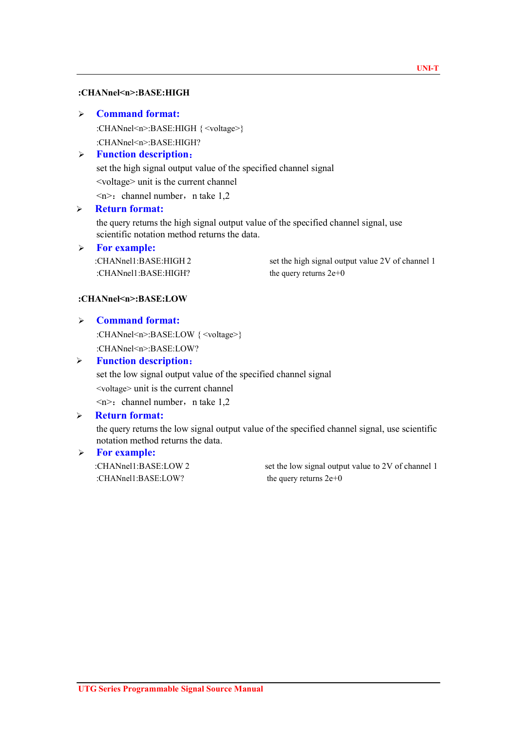### :CHANnel<n>:BASE:HIGH

- **Command format:**

  :CHANnel<n>:BASE:HIGH { <voltage>}

  :CHANnel<n>:BASE:HIGH?

- **Function description:**

  set the high signal output value of the specified channel signal

  <voltage> unit is the current channel

  <n>： channel number， n take 1,2

- **Return format:**

  the query returns the high signal output value of the specified channel signal, use scientific notation method returns the data.

- **For example:**

| | |
|---|---|
| :CHANnel1:BASE:HIGH 2 | set the high signal output value 2V of channel 1 |
| :CHANnel1:BASE:HIGH? | the query returns 2e+0 |

### :CHANnel<n>:BASE:LOW

- **Command format:**

  :CHANnel<n>:BASE:LOW { <voltage>}

  :CHANnel<n>:BASE:LOW?

- **Function description:**

  set the low signal output value of the specified channel signal

  <voltage> unit is the current channel

  <n>： channel number， n take 1,2

- **Return format:**

  the query returns the low signal output value of the specified channel signal, use scientific notation method returns the data.

- **For example:**

| | |
|---|---|
| :CHANnel1:BASE:LOW 2 | set the low signal output value to 2V of channel 1 |
| :CHANnel1:BASE:LOW? | the query returns 2e+0 |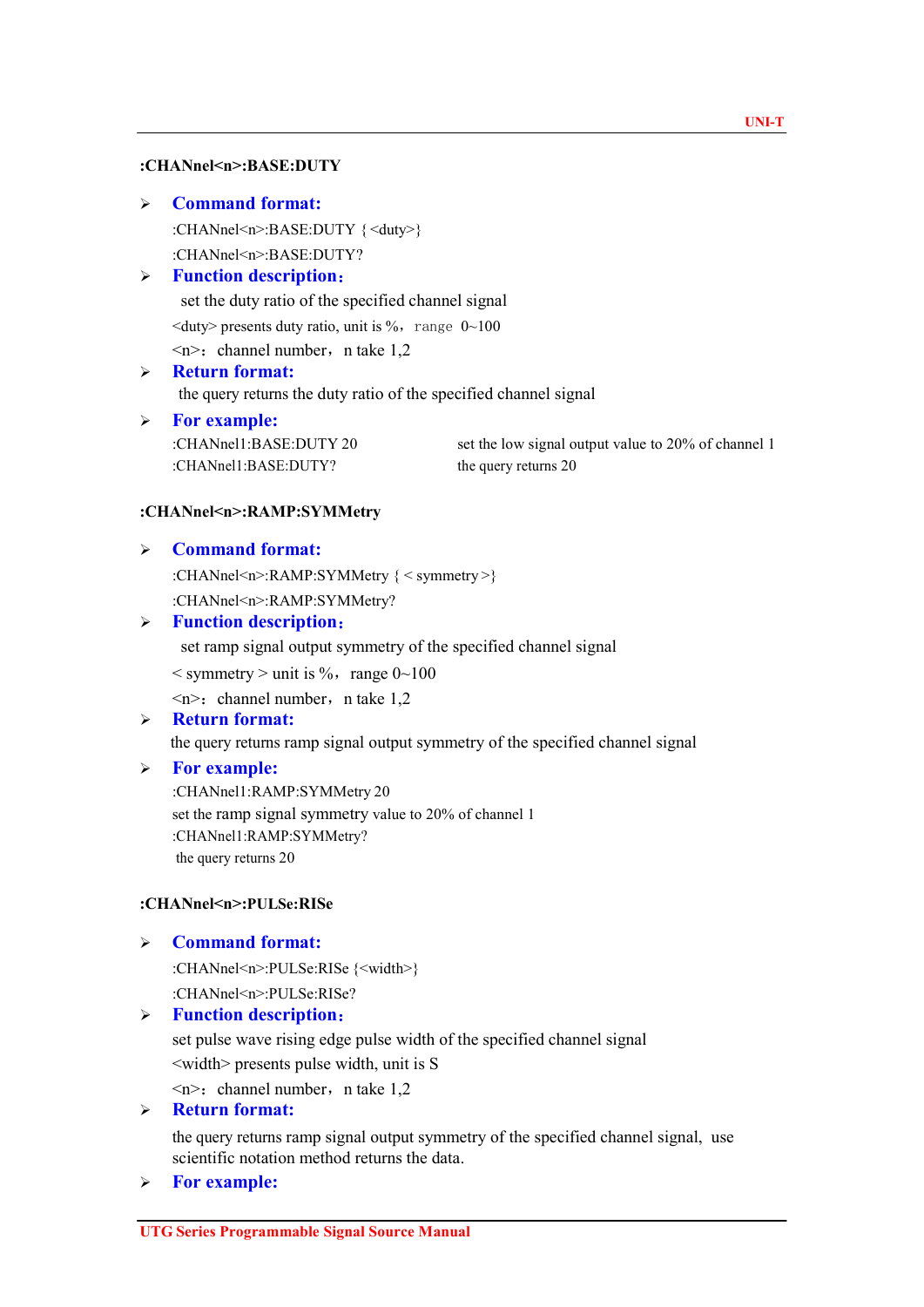### :CHANNel<n>:BASE:DUTY

- **Command format:**

  :CHANNel<n>:BASE:DUTY { <duty>}

  :CHANNel<n>:BASE:DUTY?

- **Function description:**

  set the duty ratio of the specified channel signal

  <duty> presents duty ratio, unit is %，range 0~100

  <n>：channel number，n take 1,2

- **Return format:**

  the query returns the duty ratio of the specified channel signal

- **For example:**

| | |
|---|---|
| :CHANnel1:BASE:DUTY 20 | set the low signal output value to 20% of channel 1 |
| :CHANnel1:BASE:DUTY? | the query returns 20 |

### :CHANnel<n>:RAMP:SYMMetry

- **Command format:**

  :CHANnel<n>:RAMP:SYMMetry { < symmetry >}

  :CHANnel<n>:RAMP:SYMMetry?

- **Function description:**

  set ramp signal output symmetry of the specified channel signal

  < symmetry > unit is %，range 0~100

  <n>：channel number，n take 1,2

- **Return format:**

  the query returns ramp signal output symmetry of the specified channel signal

- **For example:**

  :CHANnel1:RAMP:SYMMetry 20

  set the ramp signal symmetry value to 20% of channel 1

  :CHANnel1:RAMP:SYMMetry?

  the query returns 20

### :CHANnel<n>:PULSe:RISe

- **Command format:**

  :CHANnel<n>:PULSe:RISe {<width>}

  :CHANnel<n>:PULSe:RISe?

- **Function description:**

  set pulse wave rising edge pulse width of the specified channel signal

  <width> presents pulse width, unit is S

  <n>：channel number，n take 1,2

- **Return format:**

  the query returns ramp signal output symmetry of the specified channel signal, use scientific notation method returns the data.

- **For example:**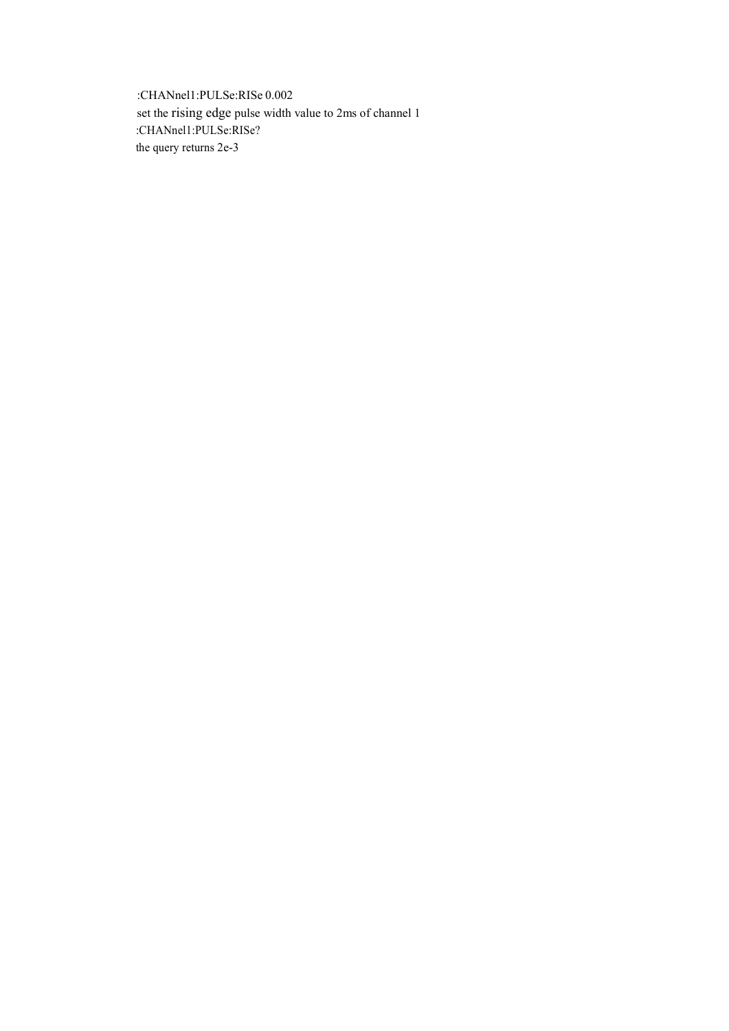:CHANnel1:PULSe:RISe 0.002

set the rising edge pulse width value to 2ms of channel 1

:CHANnel1:PULSe:RISe?

the query returns 2e-3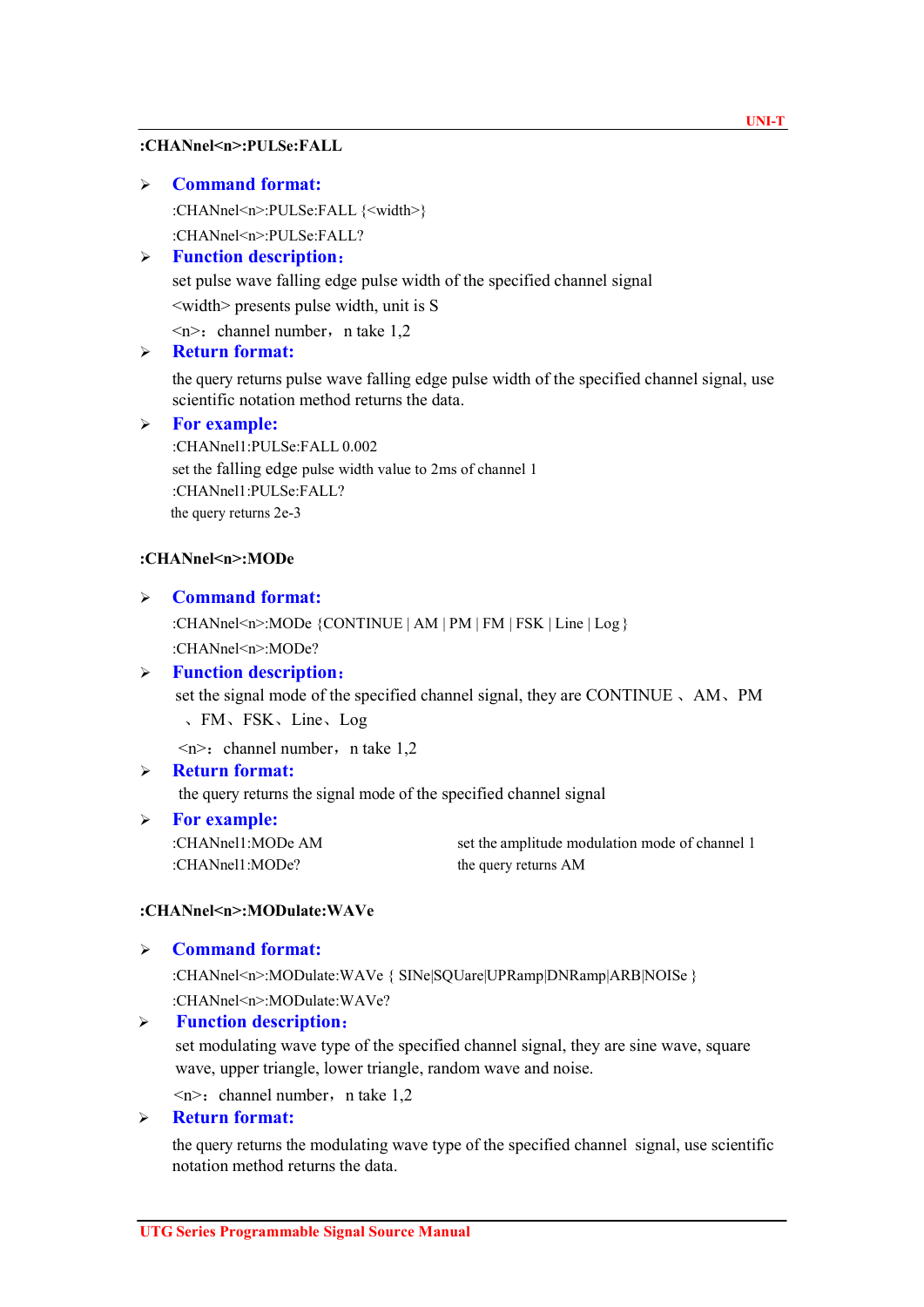### :CHANnel<n>:PULSe:FALL

- **Command format:**

  :CHANnel<n>:PULSe:FALL {<width>}

  :CHANnel<n>:PULSe:FALL?

- **Function description:**

  set pulse wave falling edge pulse width of the specified channel signal

  <width> presents pulse width, unit is S

  <n>： channel number， n take 1,2

- **Return format:**

  the query returns pulse wave falling edge pulse width of the specified channel signal, use scientific notation method returns the data.

- **For example:**

  :CHANnel1:PULSe:FALL 0.002

  set the falling edge pulse width value to 2ms of channel 1

  :CHANnel1:PULSe:FALL?

  the query returns 2e-3

### :CHANnel<n>:MODe

- **Command format:**

  :CHANnel<n>:MODe {CONTINUE | AM | PM | FM | FSK | Line | Log }

  :CHANnel<n>:MODe?

- **Function description:**

  set the signal mode of the specified channel signal, they are CONTINUE 、AM、PM 、FM、FSK、Line、Log

  <n>： channel number， n take 1,2

- **Return format:**

  the query returns the signal mode of the specified channel signal

- **For example:**

  | | |
  |---|---|
  | :CHANnel1:MODe AM | set the amplitude modulation mode of channel 1 |
  | :CHANnel1:MODe? | the query returns AM |

### :CHANnel<n>:MODulate:WAVe

- **Command format:**

  :CHANnel<n>:MODulate:WAVe { SINe|SQUare|UPRamp|DNRamp|ARB|NOISe }

  :CHANnel<n>:MODulate:WAVe?

- **Function description:**

  set modulating wave type of the specified channel signal, they are sine wave, square wave, upper triangle, lower triangle, random wave and noise.

  <n>： channel number， n take 1,2

- **Return format:**

  the query returns the modulating wave type of the specified channel signal, use scientific notation method returns the data.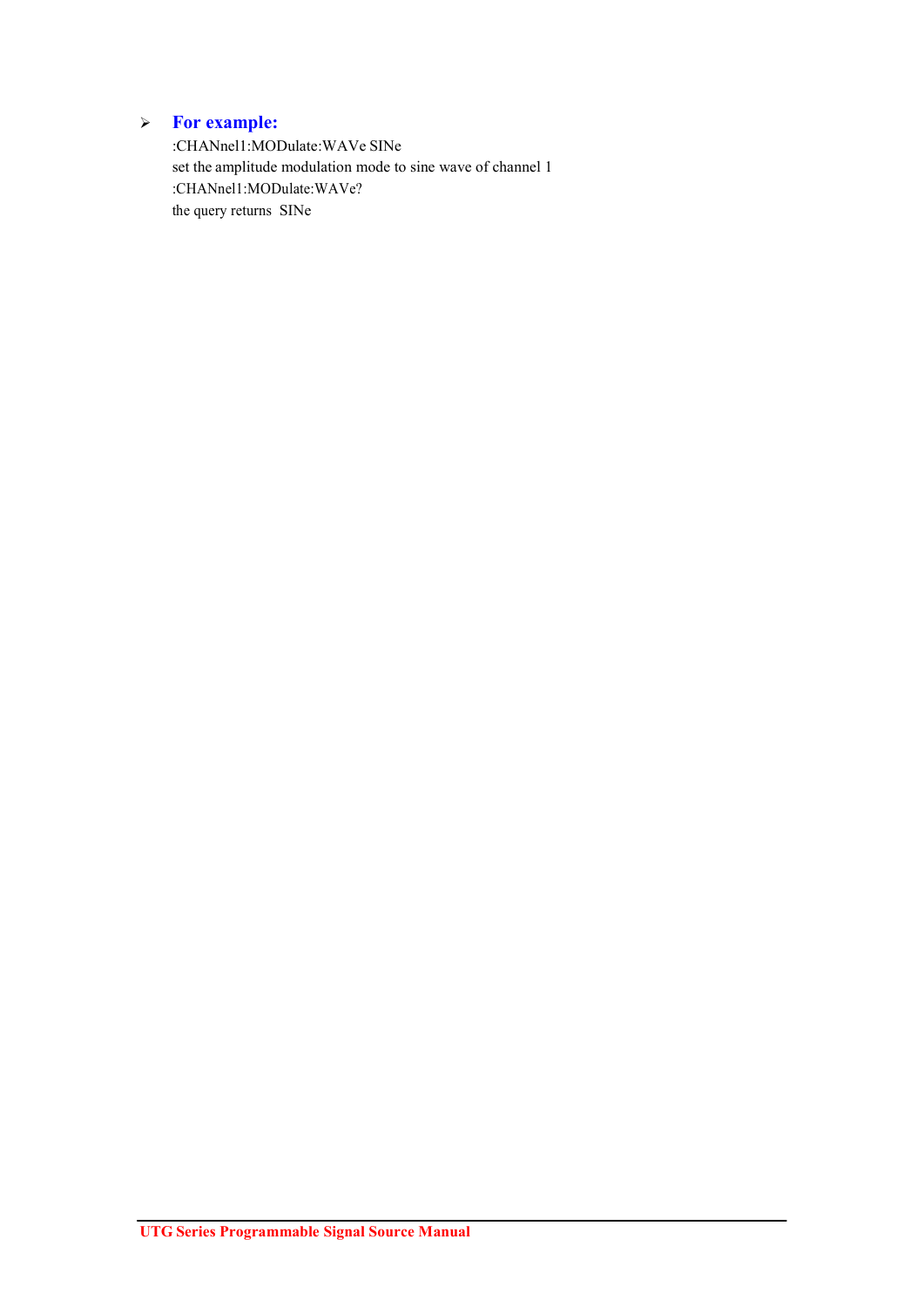- **For example:**

  :CHANnel1:MODulate:WAVe SINe

  set the amplitude modulation mode to sine wave of channel 1

  :CHANnel1:MODulate:WAVe?

  the query returns SINe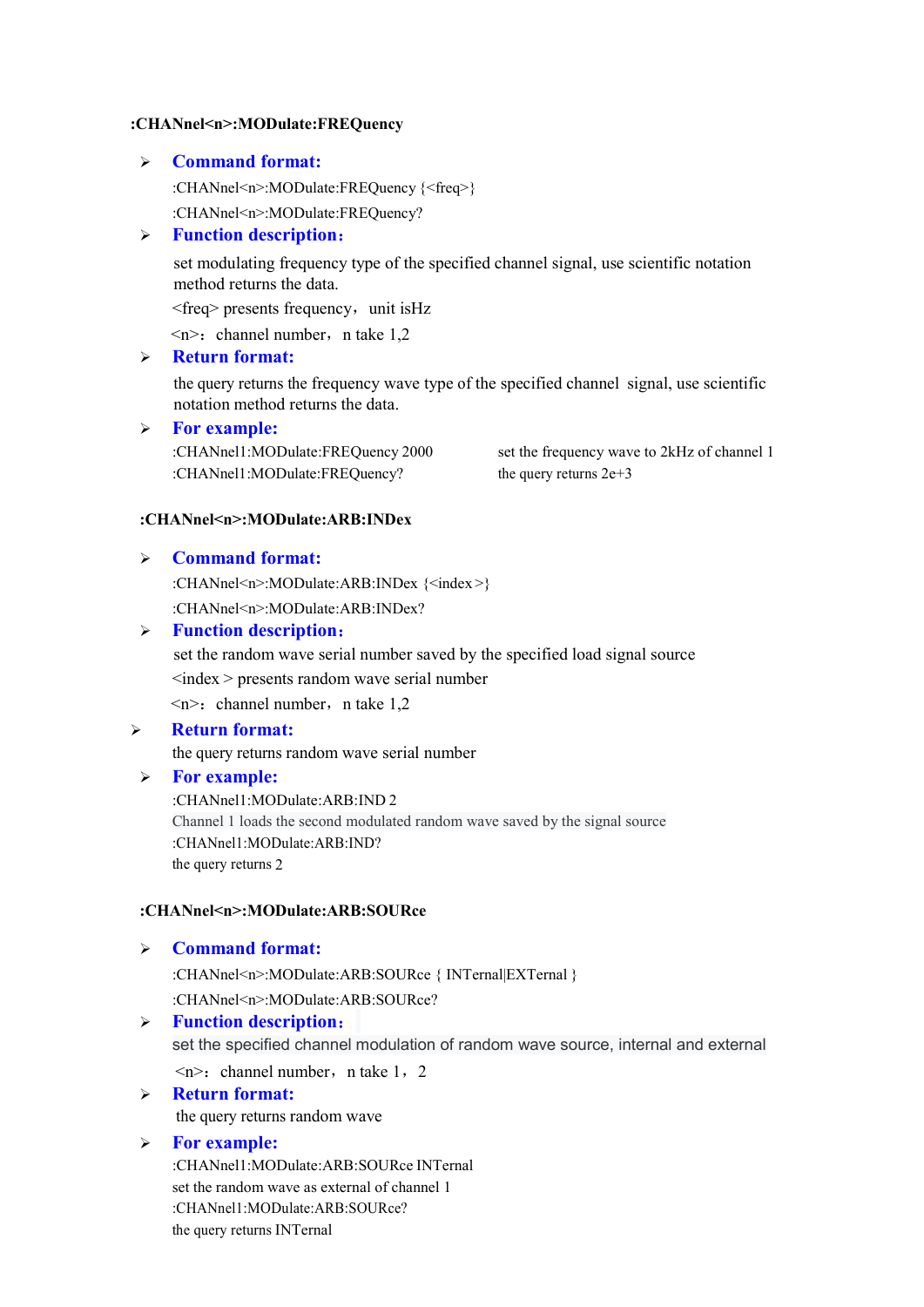### :CHANnel<n>:MODulate:FREQuency

- **Command format:**

  :CHANnel<n>:MODulate:FREQuency {<freq>}

  :CHANnel<n>:MODulate:FREQuency?

- **Function description:**

  set modulating frequency type of the specified channel signal, use scientific notation method returns the data.

  <freq> presents frequency， unit isHz

  <n>： channel number， n take 1,2

- **Return format:**

  the query returns the frequency wave type of the specified channel signal, use scientific notation method returns the data.

- **For example:**

  :CHANnel1:MODulate:FREQuency 2000　　　set the frequency wave to 2kHz of channel 1

  :CHANnel1:MODulate:FREQuency?　　　the query returns 2e+3

### :CHANnel<n>:MODulate:ARB:INDex

- **Command format:**

  :CHANnel<n>:MODulate:ARB:INDex {<index>}

  :CHANnel<n>:MODulate:ARB:INDex?

- **Function description:**

  set the random wave serial number saved by the specified load signal source

  <index > presents random wave serial number

  <n>： channel number， n take 1,2

- **Return format:**

  the query returns random wave serial number

- **For example:**

  :CHANnel1:MODulate:ARB:IND 2

  Channel 1 loads the second modulated random wave saved by the signal source

  :CHANnel1:MODulate:ARB:IND?

  the query returns 2

### :CHANnel<n>:MODulate:ARB:SOURce

- **Command format:**

  :CHANnel<n>:MODulate:ARB:SOURce { INTernal|EXTernal }

  :CHANnel<n>:MODulate:ARB:SOURce?

- **Function description:**

  set the specified channel modulation of random wave source, internal and external

  <n>： channel number， n take 1， 2

- **Return format:**

  the query returns random wave

- **For example:**

  :CHANnel1:MODulate:ARB:SOURce INTernal

  set the random wave as external of channel 1

  :CHANnel1:MODulate:ARB:SOURce?

  the query returns INTernal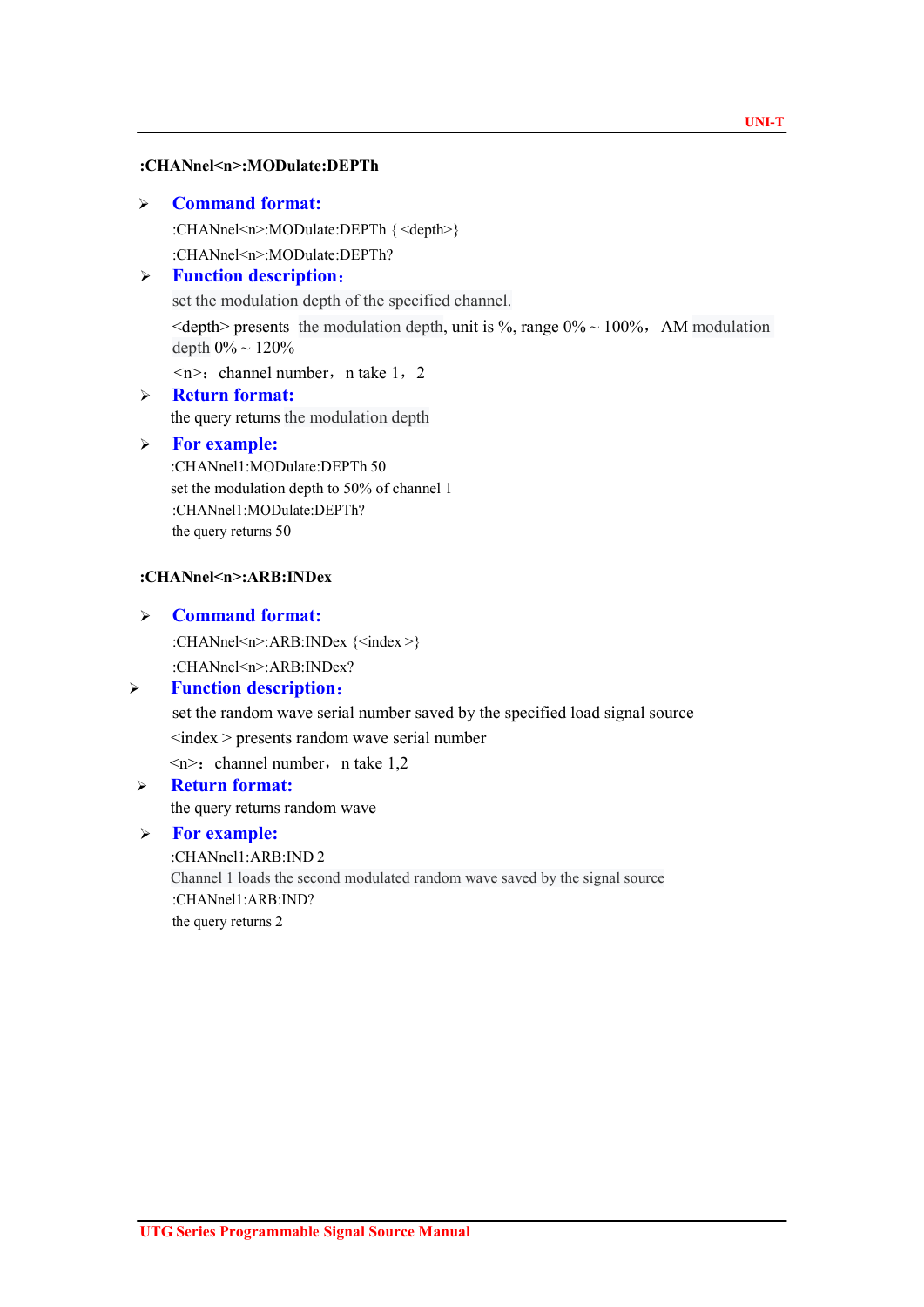### :CHANnel<n>:MODulate:DEPTh

- **Command format:**

  :CHANnel<n>:MODulate:DEPTh {<depth>}

  :CHANnel<n>:MODulate:DEPTh?

- **Function description:**

  set the modulation depth of the specified channel.

  <depth> presents the modulation depth, unit is %, range 0% ~ 100%，AM modulation depth 0% ~ 120%

  <n>：channel number，n take 1，2

- **Return format:**

  the query returns the modulation depth

- **For example:**

  :CHANnel1:MODulate:DEPTh 50

  set the modulation depth to 50% of channel 1

  :CHANnel1:MODulate:DEPTh?

  the query returns 50

### :CHANnel<n>:ARB:INDex

- **Command format:**

  :CHANnel<n>:ARB:INDex {<index >}

  :CHANnel<n>:ARB:INDex?

- **Function description:**

  set the random wave serial number saved by the specified load signal source

  <index > presents random wave serial number

  <n>：channel number，n take 1,2

- **Return format:**

  the query returns random wave

- **For example:**

  :CHANnel1:ARB:IND 2

  Channel 1 loads the second modulated random wave saved by the signal source

  :CHANnel1:ARB:IND?

  the query returns 2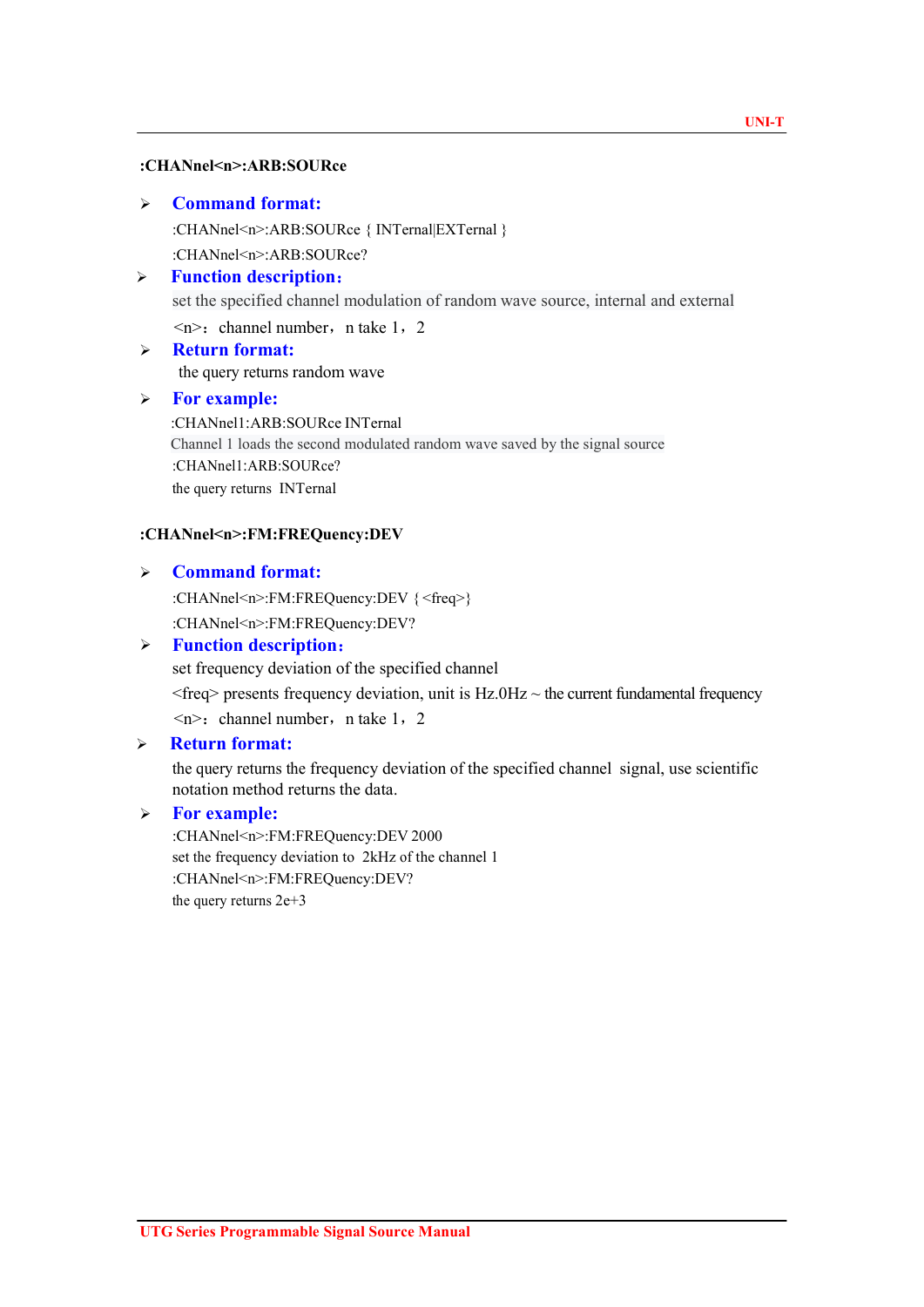### :CHANnel<n>:ARB:SOURce

- **Command format:**

  :CHANnel<n>:ARB:SOURce { INTernal|EXTernal }

  :CHANnel<n>:ARB:SOURce?

- **Function description:**

  set the specified channel modulation of random wave source, internal and external

  <n>：channel number，n take 1，2

- **Return format:**

  the query returns random wave

- **For example:**

  :CHANnel1:ARB:SOURce INTernal

  Channel 1 loads the second modulated random wave saved by the signal source

  :CHANnel1:ARB:SOURce?

  the query returns INTernal

### :CHANnel<n>:FM:FREQuency:DEV

- **Command format:**

  :CHANnel<n>:FM:FREQuency:DEV {<freq>}

  :CHANnel<n>:FM:FREQuency:DEV?

- **Function description:**

  set frequency deviation of the specified channel

  <freq> presents frequency deviation, unit is Hz.0Hz ~ the current fundamental frequency

  <n>：channel number，n take 1，2

- **Return format:**

  the query returns the frequency deviation of the specified channel signal, use scientific notation method returns the data.

- **For example:**

  :CHANnel<n>:FM:FREQuency:DEV 2000

  set the frequency deviation to 2kHz of the channel 1

  :CHANnel<n>:FM:FREQuency:DEV?

  the query returns 2e+3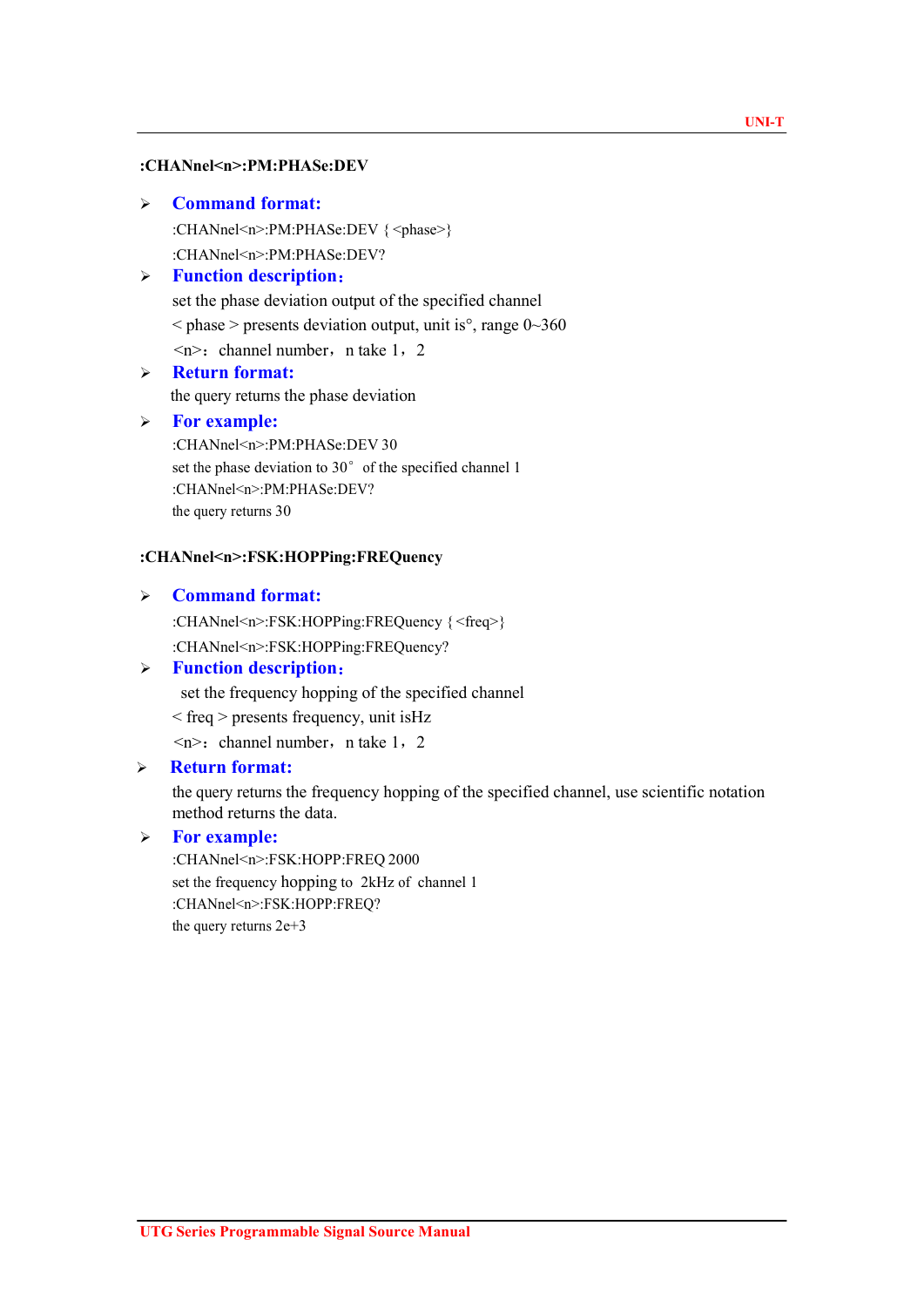### :CHANnel<n>:PM:PHASe:DEV

- **Command format:**

  :CHANnel<n>:PM:PHASe:DEV { <phase>}

  :CHANnel<n>:PM:PHASe:DEV?

- **Function description：**

  set the phase deviation output of the specified channel

  < phase > presents deviation output, unit is°, range 0~360

  <n>： channel number， n take 1， 2

- **Return format:**

  the query returns the phase deviation

- **For example:**

  :CHANnel<n>:PM:PHASe:DEV 30

  set the phase deviation to 30° of the specified channel 1

  :CHANnel<n>:PM:PHASe:DEV?

  the query returns 30

### :CHANnel<n>:FSK:HOPPing:FREQuency

- **Command format:**

  :CHANnel<n>:FSK:HOPPing:FREQuency { <freq>}

  :CHANnel<n>:FSK:HOPPing:FREQuency?

- **Function description：**

  set the frequency hopping of the specified channel

  < freq > presents frequency, unit isHz

  <n>： channel number， n take 1， 2

- **Return format:**

  the query returns the frequency hopping of the specified channel, use scientific notation method returns the data.

- **For example:**

  :CHANnel<n>:FSK:HOPP:FREQ 2000

  set the frequency hopping to 2kHz of channel 1

  :CHANnel<n>:FSK:HOPP:FREQ?

  the query returns 2e+3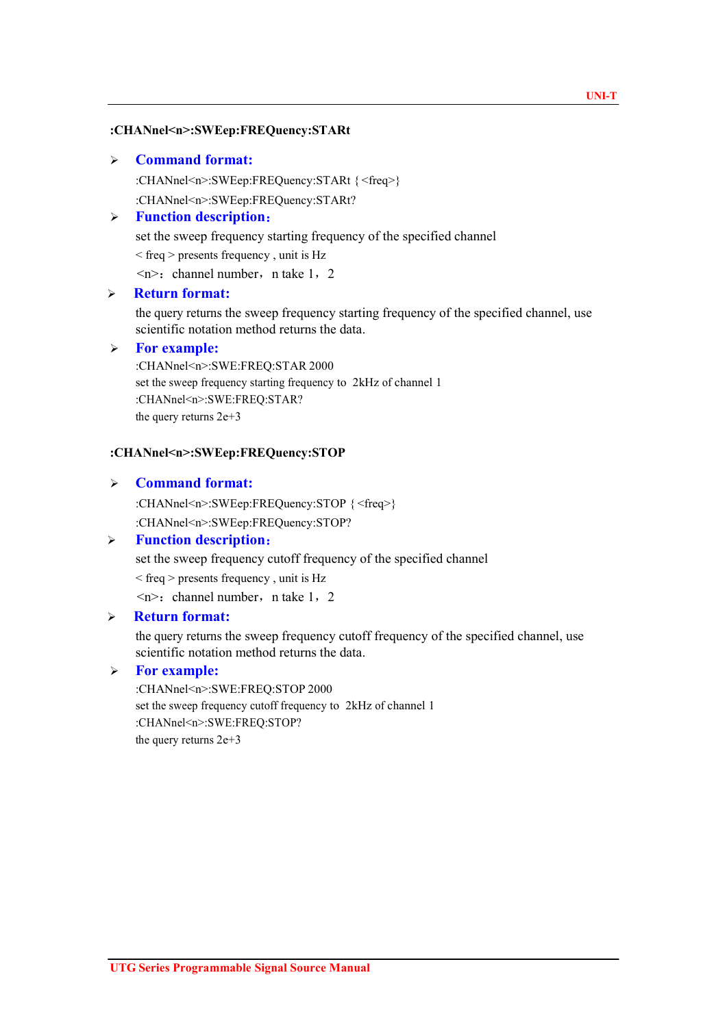### :CHANnel<n>:SWEep:FREQuency:STARt

- **Command format:**

  :CHANnel<n>:SWEep:FREQuency:STARt { <freq>}

  :CHANnel<n>:SWEep:FREQuency:STARt?

- **Function description:**

  set the sweep frequency starting frequency of the specified channel

  < freq > presents frequency , unit is Hz

  <n>： channel number， n take 1， 2

- **Return format:**

  the query returns the sweep frequency starting frequency of the specified channel, use scientific notation method returns the data.

- **For example:**

  :CHANnel<n>:SWE:FREQ:STAR 2000

  set the sweep frequency starting frequency to 2kHz of channel 1

  :CHANnel<n>:SWE:FREQ:STAR?

  the query returns 2e+3

### :CHANnel<n>:SWEep:FREQuency:STOP

- **Command format:**

  :CHANnel<n>:SWEep:FREQuency:STOP { <freq>}

  :CHANnel<n>:SWEep:FREQuency:STOP?

- **Function description:**

  set the sweep frequency cutoff frequency of the specified channel

  < freq > presents frequency , unit is Hz

  <n>： channel number， n take 1， 2

- **Return format:**

  the query returns the sweep frequency cutoff frequency of the specified channel, use scientific notation method returns the data.

- **For example:**

  :CHANnel<n>:SWE:FREQ:STOP 2000

  set the sweep frequency cutoff frequency to 2kHz of channel 1

  :CHANnel<n>:SWE:FREQ:STOP?

  the query returns 2e+3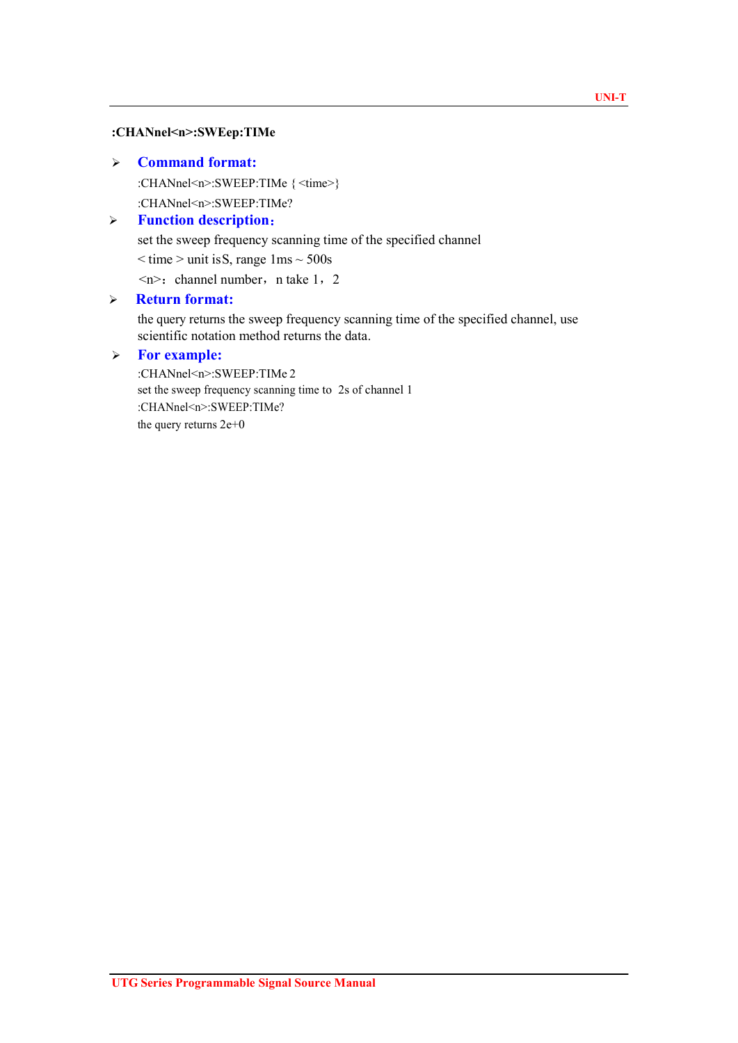## :CHANnel<n>:SWEep:TIMe

- **Command format:**

  :CHANnel<n>:SWEEP:TIMe { <time>}

  :CHANnel<n>:SWEEP:TIMe?

- **Function description:**

  set the sweep frequency scanning time of the specified channel

  < time > unit isS, range 1ms ~ 500s

  <n>：channel number，n take 1，2

- **Return format:**

  the query returns the sweep frequency scanning time of the specified channel, use scientific notation method returns the data.

- **For example:**

  :CHANnel<n>:SWEEP:TIMe 2

  set the sweep frequency scanning time to 2s of channel 1

  :CHANnel<n>:SWEEP:TIMe?

  the query returns 2e+0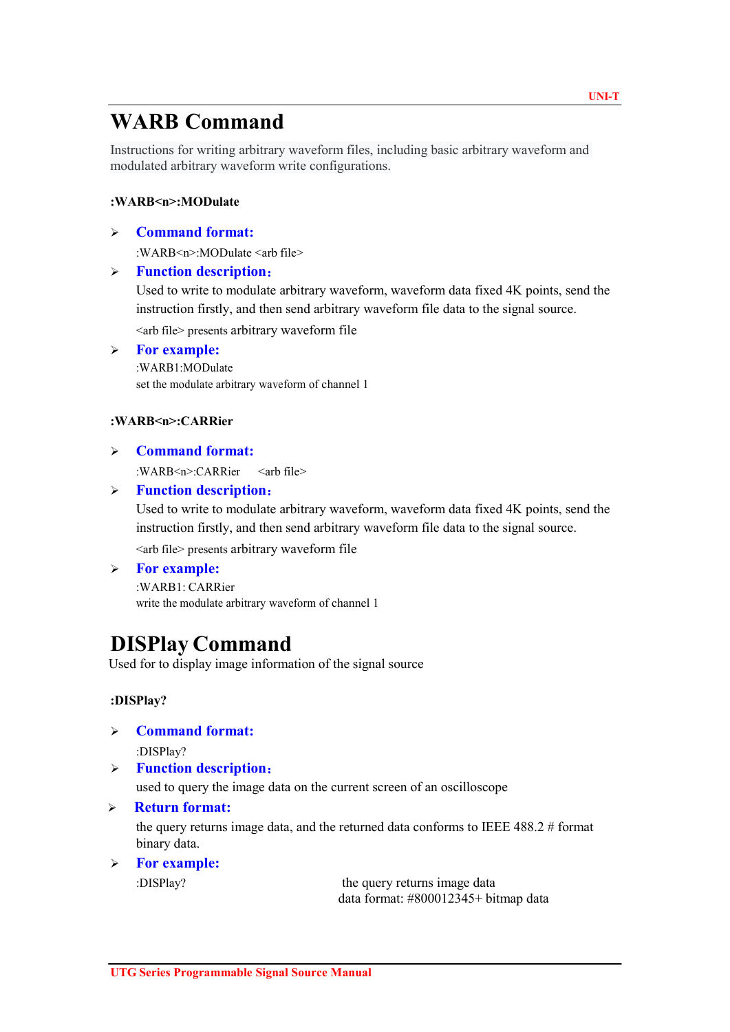# WARB Command

Instructions for writing arbitrary waveform files, including basic arbitrary waveform and modulated arbitrary waveform write configurations.

**:WARB<n>:MODulate**

- **Command format:**

  :WARB<n>:MODulate <arb file>

- **Function description:**

  Used to write to modulate arbitrary waveform, waveform data fixed 4K points, send the instruction firstly, and then send arbitrary waveform file data to the signal source.

  <arb file> presents arbitrary waveform file

- **For example:**

  :WARB1:MODulate

  set the modulate arbitrary waveform of channel 1

**:WARB<n>:CARRier**

- **Command format:**

  :WARB<n>:CARRier <arb file>

- **Function description:**

  Used to write to modulate arbitrary waveform, waveform data fixed 4K points, send the instruction firstly, and then send arbitrary waveform file data to the signal source.

  <arb file> presents arbitrary waveform file

- **For example:**

  :WARB1: CARRier

  write the modulate arbitrary waveform of channel 1

# DISPlay Command

Used for to display image information of the signal source

**:DISPlay?**

- **Command format:**

  :DISPlay?

- **Function description:**

  used to query the image data on the current screen of an oscilloscope

- **Return format:**

  the query returns image data, and the returned data conforms to IEEE 488.2 # format binary data.

- **For example:**

  :DISPlay? the query returns image data

  data format: #800012345+ bitmap data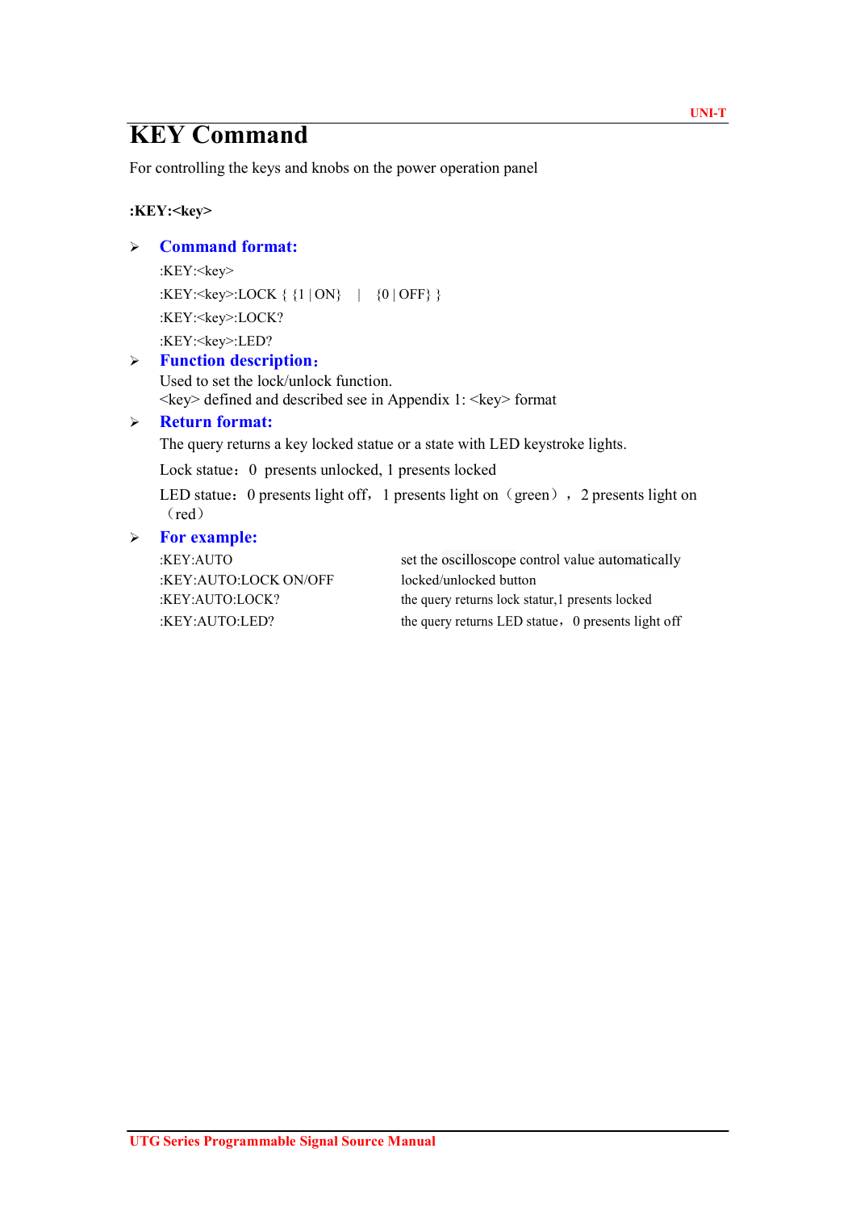# KEY Command

For controlling the keys and knobs on the power operation panel

**:KEY:<key>**

- **Command format:**

  :KEY:<key>

  :KEY:<key>:LOCK { {1 | ON} | {0 | OFF} }

  :KEY:<key>:LOCK?

  :KEY:<key>:LED?

- **Function description:**

  Used to set the lock/unlock function.

  <key> defined and described see in Appendix 1: <key> format

- **Return format:**

  The query returns a key locked statue or a state with LED keystroke lights.

  Lock statue： 0 presents unlocked, 1 presents locked

  LED statue： 0 presents light off， 1 presents light on（green）， 2 presents light on（red）

- **For example:**

| | |
|---|---|
| :KEY:AUTO | set the oscilloscope control value automatically |
| :KEY:AUTO:LOCK ON/OFF | locked/unlocked button |
| :KEY:AUTO:LOCK? | the query returns lock statur,1 presents locked |
| :KEY:AUTO:LED? | the query returns LED statue， 0 presents light off |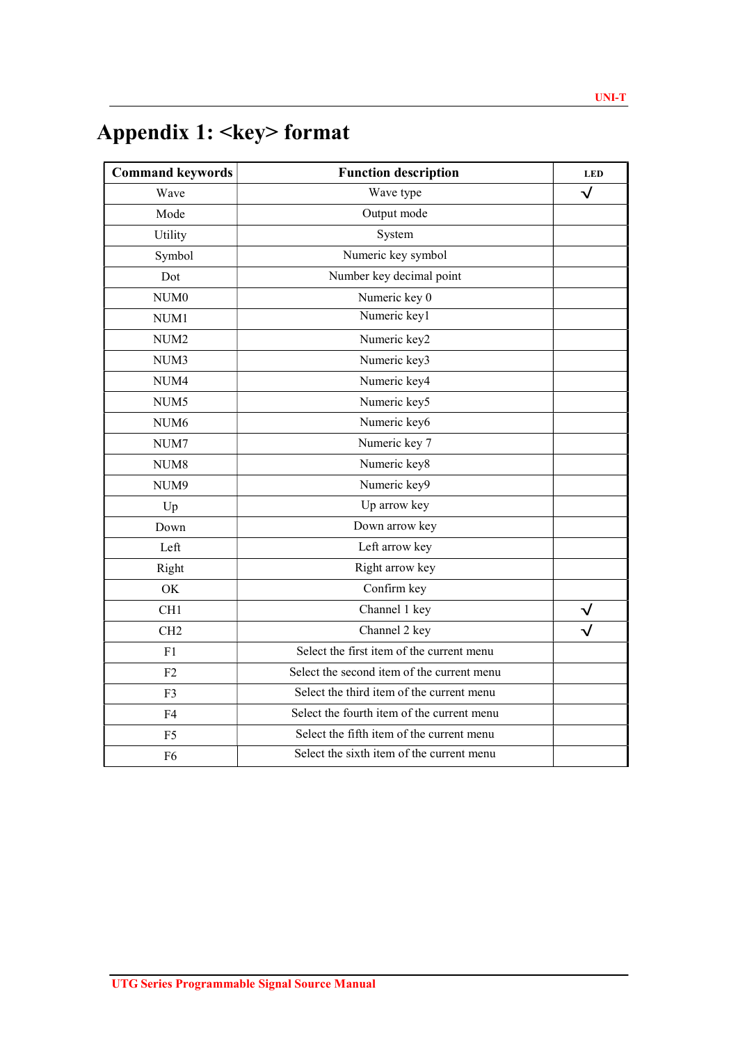# Appendix 1: <key> format

| Command keywords | Function description | LED |
|---|---|---|
| Wave | Wave type | √ |
| Mode | Output mode | |
| Utility | System | |
| Symbol | Numeric key symbol | |
| Dot | Number key decimal point | |
| NUM0 | Numeric key 0 | |
| NUM1 | Numeric key1 | |
| NUM2 | Numeric key2 | |
| NUM3 | Numeric key3 | |
| NUM4 | Numeric key4 | |
| NUM5 | Numeric key5 | |
| NUM6 | Numeric key6 | |
| NUM7 | Numeric key 7 | |
| NUM8 | Numeric key8 | |
| NUM9 | Numeric key9 | |
| Up | Up arrow key | |
| Down | Down arrow key | |
| Left | Left arrow key | |
| Right | Right arrow key | |
| OK | Confirm key | |
| CH1 | Channel 1 key | √ |
| CH2 | Channel 2 key | √ |
| F1 | Select the first item of the current menu | |
| F2 | Select the second item of the current menu | |
| F3 | Select the third item of the current menu | |
| F4 | Select the fourth item of the current menu | |
| F5 | Select the fifth item of the current menu | |
| F6 | Select the sixth item of the current menu | |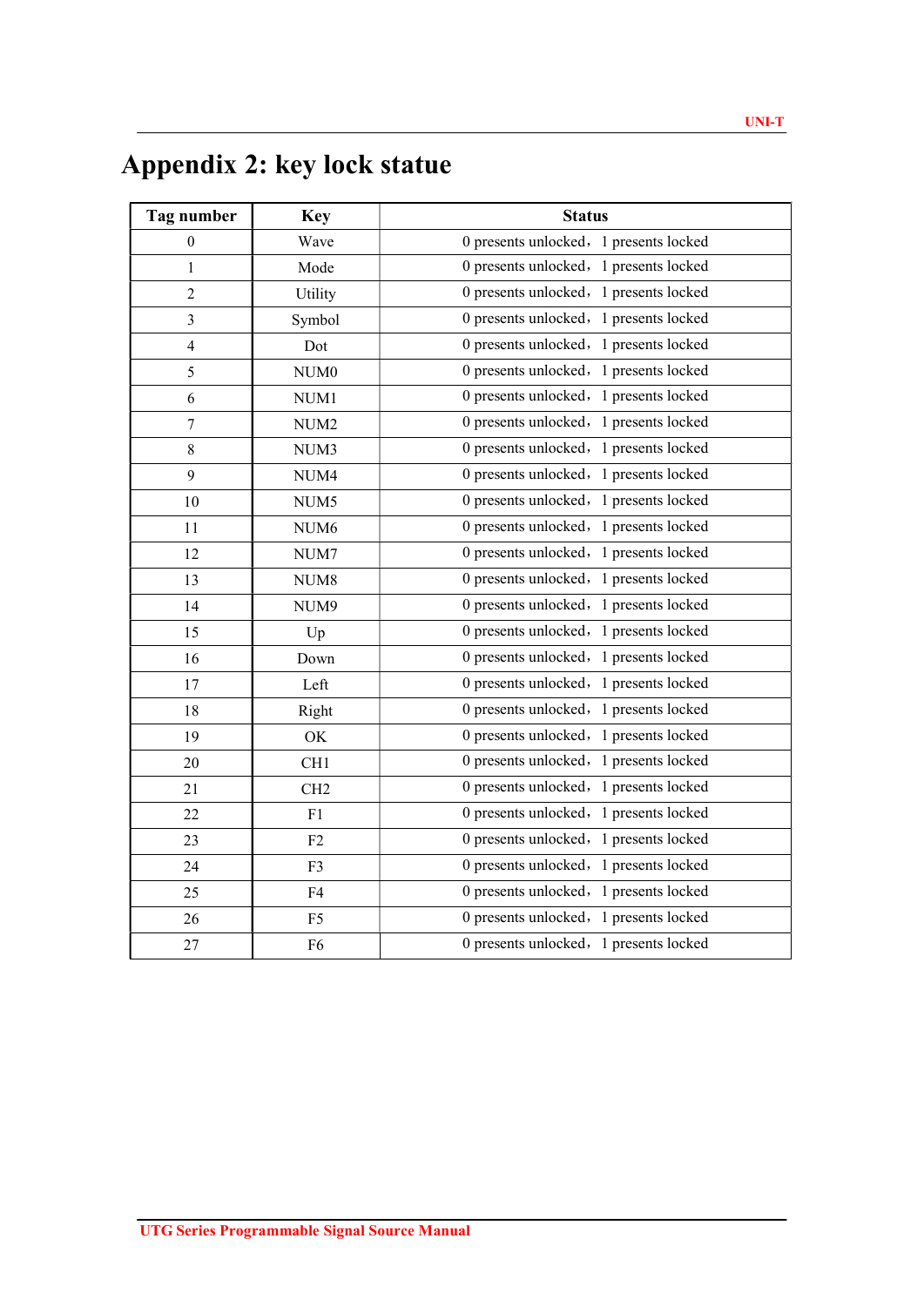# Appendix 2: key lock statue

| Tag number | Key | Status |
|---|---|---|
| 0 | Wave | 0 presents unlocked，1 presents locked |
| 1 | Mode | 0 presents unlocked，1 presents locked |
| 2 | Utility | 0 presents unlocked，1 presents locked |
| 3 | Symbol | 0 presents unlocked，1 presents locked |
| 4 | Dot | 0 presents unlocked，1 presents locked |
| 5 | NUM0 | 0 presents unlocked，1 presents locked |
| 6 | NUM1 | 0 presents unlocked，1 presents locked |
| 7 | NUM2 | 0 presents unlocked，1 presents locked |
| 8 | NUM3 | 0 presents unlocked，1 presents locked |
| 9 | NUM4 | 0 presents unlocked，1 presents locked |
| 10 | NUM5 | 0 presents unlocked，1 presents locked |
| 11 | NUM6 | 0 presents unlocked，1 presents locked |
| 12 | NUM7 | 0 presents unlocked，1 presents locked |
| 13 | NUM8 | 0 presents unlocked，1 presents locked |
| 14 | NUM9 | 0 presents unlocked，1 presents locked |
| 15 | Up | 0 presents unlocked，1 presents locked |
| 16 | Down | 0 presents unlocked，1 presents locked |
| 17 | Left | 0 presents unlocked，1 presents locked |
| 18 | Right | 0 presents unlocked，1 presents locked |
| 19 | OK | 0 presents unlocked，1 presents locked |
| 20 | CH1 | 0 presents unlocked，1 presents locked |
| 21 | CH2 | 0 presents unlocked，1 presents locked |
| 22 | F1 | 0 presents unlocked，1 presents locked |
| 23 | F2 | 0 presents unlocked，1 presents locked |
| 24 | F3 | 0 presents unlocked，1 presents locked |
| 25 | F4 | 0 presents unlocked，1 presents locked |
| 26 | F5 | 0 presents unlocked，1 presents locked |
| 27 | F6 | 0 presents unlocked，1 presents locked |